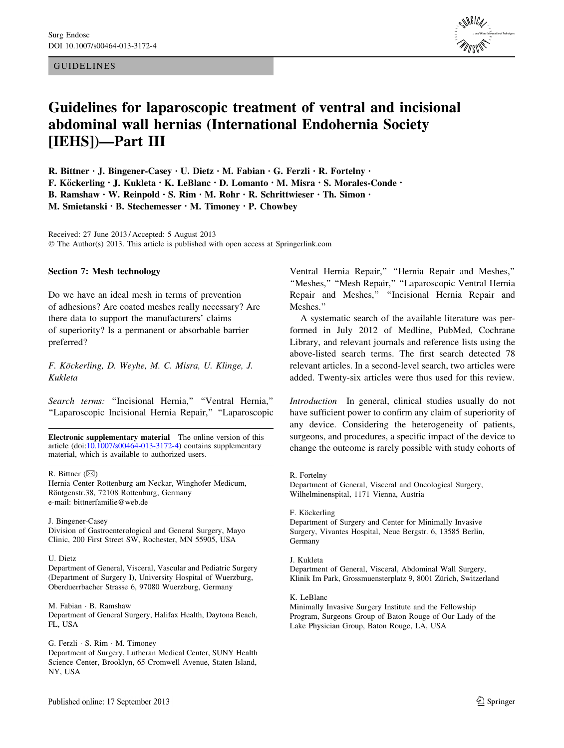GUIDELINES

# Guidelines for laparoscopic treatment of ventral and incisional abdominal wall hernias (International Endohernia Society [IEHS])—Part III

**R. Bittner · J. Bingener-Casey · U. Dietz · M. Fabian · G. Ferzli · R. Fortelny · F. Köckerling · J. Kukleta · K. LeBlanc · D. Lomanto · M. Misra · S. Morales-Conde · B. Ramshaw · W. Reinpold · S. Rim · M. Rohr · R. Schrittwieser · Th. Simon · M. Smietanski · B. Stechemesser · M. Timoney · P. Chowbey**

Received: 27 June 2013 / Accepted: 5 August 2013
© The Author(s) 2013. This article is published with open access at Springerlink.com

## Section 7: Mesh technology

Do we have an ideal mesh in terms of prevention of adhesions? Are coated meshes really necessary? Are there data to support the manufacturers' claims of superiority? Is a permanent or absorbable barrier preferred?

*F. Köckerling, D. Weyhe, M. C. Misra, U. Klinge, J. Kukleta*

*Search terms:* "Incisional Hernia," "Ventral Hernia," "Laparoscopic Incisional Hernia Repair," "Laparoscopic Ventral Hernia Repair," "Hernia Repair and Meshes," "Meshes," "Mesh Repair," "Laparoscopic Ventral Hernia Repair and Meshes," "Incisional Hernia Repair and Meshes."

A systematic search of the available literature was performed in July 2012 of Medline, PubMed, Cochrane Library, and relevant journals and reference lists using the above-listed search terms. The first search detected 78 relevant articles. In a second-level search, two articles were added. Twenty-six articles were thus used for this review.

*Introduction* In general, clinical studies usually do not have sufficient power to confirm any claim of superiority of any device. Considering the heterogeneity of patients, surgeons, and procedures, a specific impact of the device to change the outcome is rarely possible with study cohorts of

**Electronic supplementary material** The online version of this article (doi:10.1007/s00464-013-3172-4) contains supplementary material, which is available to authorized users.

R. Bittner (✉)
Hernia Center Rottenburg am Neckar, Winghofer Medicum, Röntgenstr.38, 72108 Rottenburg, Germany
e-mail: bittnerfamilie@web.de

J. Bingener-Casey
Division of Gastroenterological and General Surgery, Mayo Clinic, 200 First Street SW, Rochester, MN 55905, USA

U. Dietz
Department of General, Visceral, Vascular and Pediatric Surgery (Department of Surgery I), University Hospital of Wuerzburg, Oberduerrbacher Strasse 6, 97080 Wuerzburg, Germany

M. Fabian · B. Ramshaw
Department of General Surgery, Halifax Health, Daytona Beach, FL, USA

G. Ferzli · S. Rim · M. Timoney
Department of Surgery, Lutheran Medical Center, SUNY Health Science Center, Brooklyn, 65 Cromwell Avenue, Staten Island, NY, USA

R. Fortelny
Department of General, Visceral and Oncological Surgery, Wilhelminenspital, 1171 Vienna, Austria

F. Köckerling
Department of Surgery and Center for Minimally Invasive Surgery, Vivantes Hospital, Neue Bergstr. 6, 13585 Berlin, Germany

J. Kukleta
Department of General, Visceral, Abdominal Wall Surgery, Klinik Im Park, Grossmuensterplatz 9, 8001 Zürich, Switzerland

K. LeBlanc
Minimally Invasive Surgery Institute and the Fellowship Program, Surgeons Group of Baton Rouge of Our Lady of the Lake Physician Group, Baton Rouge, LA, USA

Published online: 17 September 2013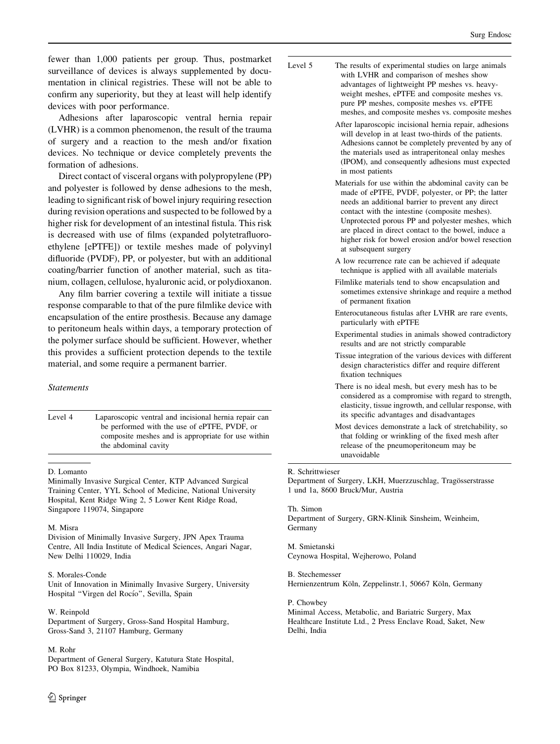fewer than 1,000 patients per group. Thus, postmarket surveillance of devices is always supplemented by documentation in clinical registries. These will not be able to confirm any superiority, but they at least will help identify devices with poor performance.

Adhesions after laparoscopic ventral hernia repair (LVHR) is a common phenomenon, the result of the trauma of surgery and a reaction to the mesh and/or fixation devices. No technique or device completely prevents the formation of adhesions.

Direct contact of visceral organs with polypropylene (PP) and polyester is followed by dense adhesions to the mesh, leading to significant risk of bowel injury requiring resection during revision operations and suspected to be followed by a higher risk for development of an intestinal fistula. This risk is decreased with use of films (expanded polytetrafluoroethylene [ePTFE]) or textile meshes made of polyvinyl difluoride (PVDF), PP, or polyester, but with an additional coating/barrier function of another material, such as titanium, collagen, cellulose, hyaluronic acid, or polydioxanon.

Any film barrier covering a textile will initiate a tissue response comparable to that of the pure filmlike device with encapsulation of the entire prosthesis. Because any damage to peritoneum heals within days, a temporary protection of the polymer surface should be sufficient. However, whether this provides a sufficient protection depends to the textile material, and some require a permanent barrier.

*Statements*

| | |
|---|---|
| Level 4 | Laparoscopic ventral and incisional hernia repair can be performed with the use of ePTFE, PVDF, or composite meshes and is appropriate for use within the abdominal cavity |
| Level 5 | The results of experimental studies on large animals with LVHR and comparison of meshes show advantages of lightweight PP meshes vs. heavyweight meshes, ePTFE and composite meshes vs. pure PP meshes, composite meshes vs. ePTFE meshes, and composite meshes vs. composite meshes |
| | After laparoscopic incisional hernia repair, adhesions will develop in at least two-thirds of the patients. Adhesions cannot be completely prevented by any of the materials used as intraperitoneal onlay meshes (IPOM), and consequently adhesions must expected in most patients |
| | Materials for use within the abdominal cavity can be made of ePTFE, PVDF, polyester, or PP; the latter needs an additional barrier to prevent any direct contact with the intestine (composite meshes). Unprotected porous PP and polyester meshes, which are placed in direct contact to the bowel, induce a higher risk for bowel erosion and/or bowel resection at subsequent surgery |
| | A low recurrence rate can be achieved if adequate technique is applied with all available materials |
| | Filmlike materials tend to show encapsulation and sometimes extensive shrinkage and require a method of permanent fixation |
| | Enterocutaneous fistulas after LVHR are rare events, particularly with ePTFE |
| | Experimental studies in animals showed contradictory results and are not strictly comparable |
| | Tissue integration of the various devices with different design characteristics differ and require different fixation techniques |
| | There is no ideal mesh, but every mesh has to be considered as a compromise with regard to strength, elasticity, tissue ingrowth, and cellular response, with its specific advantages and disadvantages |
| | Most devices demonstrate a lack of stretchability, so that folding or wrinkling of the fixed mesh after release of the pneumoperitoneum may be unavoidable |

D. Lomanto
Minimally Invasive Surgical Center, KTP Advanced Surgical Training Center, YYL School of Medicine, National University Hospital, Kent Ridge Wing 2, 5 Lower Kent Ridge Road, Singapore 119074, Singapore

M. Misra
Division of Minimally Invasive Surgery, JPN Apex Trauma Centre, All India Institute of Medical Sciences, Angari Nagar, New Delhi 110029, India

S. Morales-Conde
Unit of Innovation in Minimally Invasive Surgery, University Hospital "Virgen del Rocío", Sevilla, Spain

W. Reinpold
Department of Surgery, Gross-Sand Hospital Hamburg, Gross-Sand 3, 21107 Hamburg, Germany

M. Rohr
Department of General Surgery, Katutura State Hospital, PO Box 81233, Olympia, Windhoek, Namibia

R. Schrittwieser
Department of Surgery, LKH, Muerzzuschlag, Tragösserstrasse 1 und 1a, 8600 Bruck/Mur, Austria

Th. Simon
Department of Surgery, GRN-Klinik Sinsheim, Weinheim, Germany

M. Smietanski
Ceynowa Hospital, Wejherowo, Poland

B. Stechemesser
Hernienzentrum Köln, Zeppelinstr.1, 50667 Köln, Germany

P. Chowbey
Minimal Access, Metabolic, and Bariatric Surgery, Max Healthcare Institute Ltd., 2 Press Enclave Road, Saket, New Delhi, India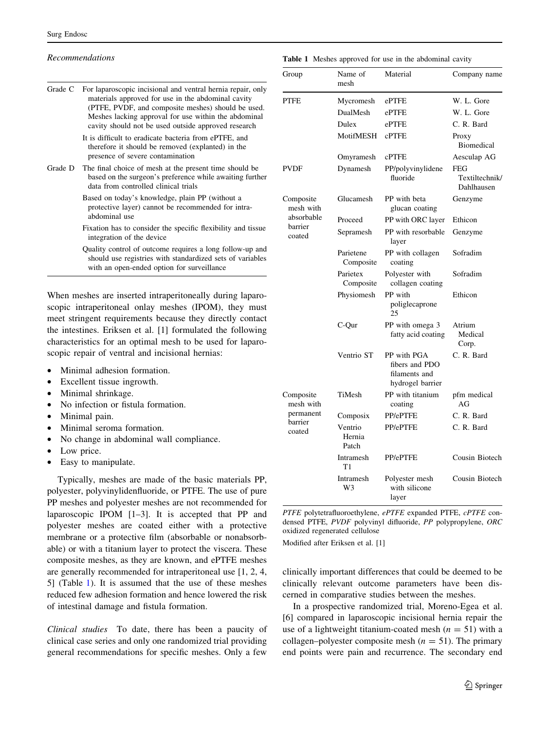*Recommendations*

| | |
|---|---|
| Grade C | For laparoscopic incisional and ventral hernia repair, only materials approved for use in the abdominal cavity (PTFE, PVDF, and composite meshes) should be used. Meshes lacking approval for use within the abdominal cavity should not be used outside approved research |
| | It is difficult to eradicate bacteria from ePTFE, and therefore it should be removed (explanted) in the presence of severe contamination |
| Grade D | The final choice of mesh at the present time should be based on the surgeon's preference while awaiting further data from controlled clinical trials |
| | Based on today's knowledge, plain PP (without a protective layer) cannot be recommended for intra-abdominal use |
| | Fixation has to consider the specific flexibility and tissue integration of the device |
| | Quality control of outcome requires a long follow-up and should use registries with standardized sets of variables with an open-ended option for surveillance |

When meshes are inserted intraperitoneally during laparoscopic intraperitoneal onlay meshes (IPOM), they must meet stringent requirements because they directly contact the intestines. Eriksen et al. [1] formulated the following characteristics for an optimal mesh to be used for laparoscopic repair of ventral and incisional hernias:

- Minimal adhesion formation.
- Excellent tissue ingrowth.
- Minimal shrinkage.
- No infection or fistula formation.
- Minimal pain.
- Minimal seroma formation.
- No change in abdominal wall compliance.
- Low price.
- Easy to manipulate.

Typically, meshes are made of the basic materials PP, polyester, polyvinylidenfluoride, or PTFE. The use of pure PP meshes and polyester meshes are not recommended for laparoscopic IPOM [1–3]. It is accepted that PP and polyester meshes are coated either with a protective membrane or a protective film (absorbable or nonabsorbable) or with a titanium layer to protect the viscera. These composite meshes, as they are known, and ePTFE meshes are generally recommended for intraperitoneal use [1, 2, 4, 5] (Table 1). It is assumed that the use of these meshes reduced few adhesion formation and hence lowered the risk of intestinal damage and fistula formation.

*Clinical studies* To date, there has been a paucity of clinical case series and only one randomized trial providing general recommendations for specific meshes. Only a few clinically important differences that could be deemed to be clinically relevant outcome parameters have been discerned in comparative studies between the meshes.

**Table 1** Meshes approved for use in the abdominal cavity

| Group | Name of mesh | Material | Company name |
|---|---|---|---|
| PTFE | Mycromesh | ePTFE | W. L. Gore |
| | DualMesh | ePTFE | W. L. Gore |
| | Dulex | ePTFE | C. R. Bard |
| | MotifMESH | cPTFE | Proxy Biomedical |
| | Omyramesh | cPTFE | Aesculap AG |
| PVDF | Dynamesh | PP/polyvinylidene fluoride | FEG Textiltechnik/ Dahlhausen |
| Composite mesh with absorbable barrier coated | Glucamesh | PP with beta glucan coating | Genzyme |
| | Proceed | PP with ORC layer | Ethicon |
| | Sepramesh | PP with resorbable layer | Genzyme |
| | Parietene Composite | PP with collagen coating | Sofradim |
| | Parietex Composite | Polyester with collagen coating | Sofradim |
| | Physiomesh | PP with poliglecaprone 25 | Ethicon |
| | C-Qur | PP with omega 3 fatty acid coating | Atrium Medical Corp. |
| | Ventrio ST | PP with PGA fibers and PDO filaments and hydrogel barrier | C. R. Bard |
| Composite mesh with permanent barrier coated | TiMesh | PP with titanium coating | pfm medical AG |
| | Composix | PP/ePTFE | C. R. Bard |
| | Ventrio Hernia Patch | PP/ePTFE | C. R. Bard |
| | Intramesh T1 | PP/ePTFE | Cousin Biotech |
| | Intramesh W3 | Polyester mesh with silicone layer | Cousin Biotech |

*PTFE* polytetrafluoroethylene, *ePTFE* expanded PTFE, *cPTFE* condensed PTFE, *PVDF* polyvinyl difluoride, *PP* polypropylene, *ORC* oxidized regenerated cellulose

Modified after Eriksen et al. [1]

In a prospective randomized trial, Moreno-Egea et al. [6] compared in laparoscopic incisional hernia repair the use of a lightweight titanium-coated mesh ($n = 51$) with a collagen–polyester composite mesh ($n = 51$). The primary end points were pain and recurrence. The secondary end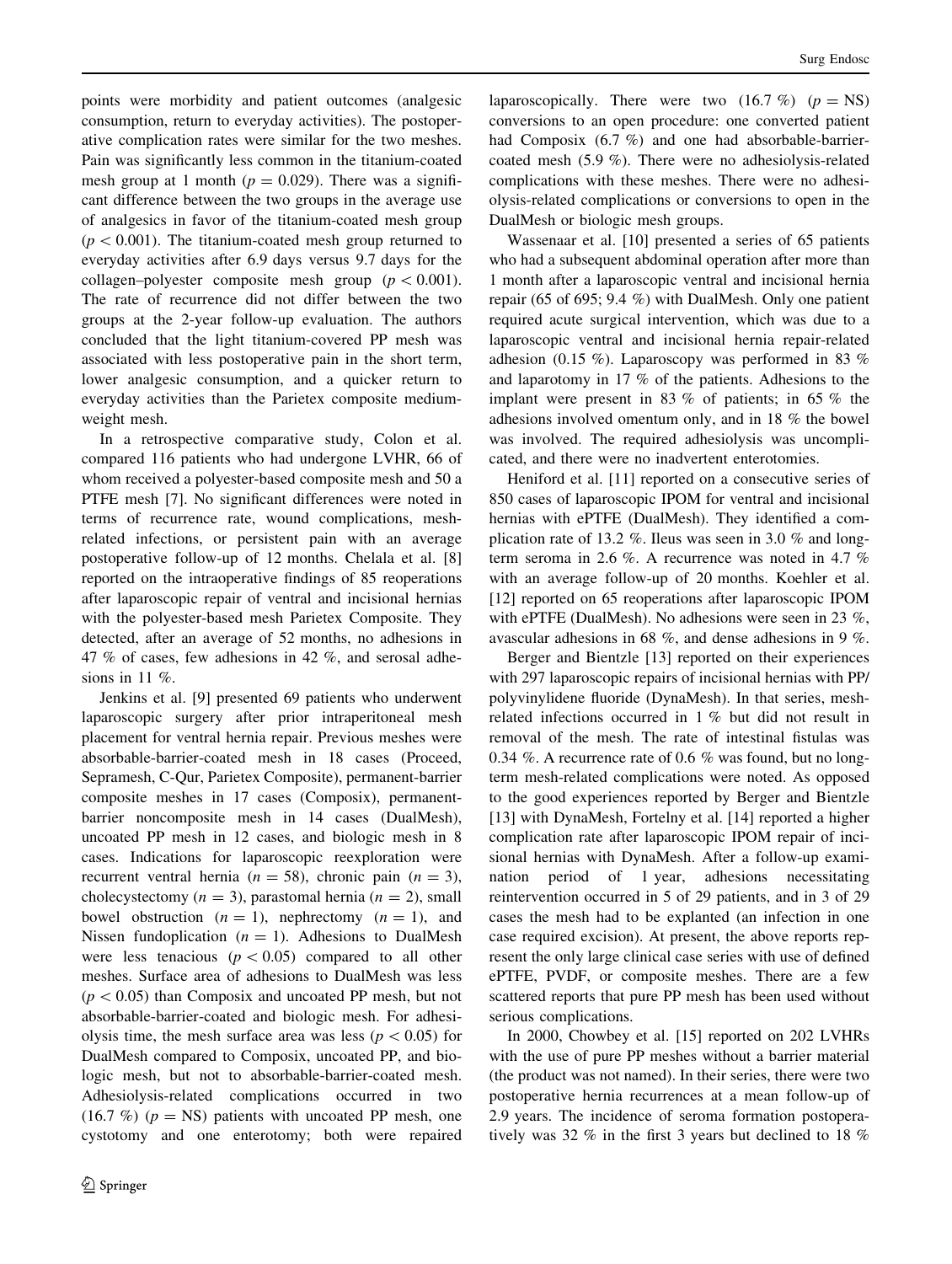points were morbidity and patient outcomes (analgesic consumption, return to everyday activities). The postoperative complication rates were similar for the two meshes. Pain was significantly less common in the titanium-coated mesh group at 1 month ($p = 0.029$). There was a significant difference between the two groups in the average use of analgesics in favor of the titanium-coated mesh group ($p < 0.001$). The titanium-coated mesh group returned to everyday activities after 6.9 days versus 9.7 days for the collagen–polyester composite mesh group ($p < 0.001$). The rate of recurrence did not differ between the two groups at the 2-year follow-up evaluation. The authors concluded that the light titanium-covered PP mesh was associated with less postoperative pain in the short term, lower analgesic consumption, and a quicker return to everyday activities than the Parietex composite medium-weight mesh.

In a retrospective comparative study, Colon et al. compared 116 patients who had undergone LVHR, 66 of whom received a polyester-based composite mesh and 50 a PTFE mesh [7]. No significant differences were noted in terms of recurrence rate, wound complications, mesh-related infections, or persistent pain with an average postoperative follow-up of 12 months. Chelala et al. [8] reported on the intraoperative findings of 85 reoperations after laparoscopic repair of ventral and incisional hernias with the polyester-based mesh Parietex Composite. They detected, after an average of 52 months, no adhesions in 47 % of cases, few adhesions in 42 %, and serosal adhesions in 11 %.

Jenkins et al. [9] presented 69 patients who underwent laparoscopic surgery after prior intraperitoneal mesh placement for ventral hernia repair. Previous meshes were absorbable-barrier-coated mesh in 18 cases (Proceed, Sepramesh, C-Qur, Parietex Composite), permanent-barrier composite meshes in 17 cases (Composix), permanent-barrier noncomposite mesh in 14 cases (DualMesh), uncoated PP mesh in 12 cases, and biologic mesh in 8 cases. Indications for laparoscopic reexploration were recurrent ventral hernia ($n = 58$), chronic pain ($n = 3$), cholecystectomy ($n = 3$), parastomal hernia ($n = 2$), small bowel obstruction ($n = 1$), nephrectomy ($n = 1$), and Nissen fundoplication ($n = 1$). Adhesions to DualMesh were less tenacious ($p < 0.05$) compared to all other meshes. Surface area of adhesions to DualMesh was less ($p < 0.05$) than Composix and uncoated PP mesh, but not absorbable-barrier-coated and biologic mesh. For adhesiolysis time, the mesh surface area was less ($p < 0.05$) for DualMesh compared to Composix, uncoated PP, and biologic mesh, but not to absorbable-barrier-coated mesh. Adhesiolysis-related complications occurred in two (16.7 %) ($p =$ NS) patients with uncoated PP mesh, one cystotomy and one enterotomy; both were repaired laparoscopically. There were two (16.7 %) ($p =$ NS) conversions to an open procedure: one converted patient had Composix (6.7 %) and one had absorbable-barrier-coated mesh (5.9 %). There were no adhesiolysis-related complications with these meshes. There were no adhesiolysis-related complications or conversions to open in the DualMesh or biologic mesh groups.

Wassenaar et al. [10] presented a series of 65 patients who had a subsequent abdominal operation after more than 1 month after a laparoscopic ventral and incisional hernia repair (65 of 695; 9.4 %) with DualMesh. Only one patient required acute surgical intervention, which was due to a laparoscopic ventral and incisional hernia repair-related adhesion (0.15 %). Laparoscopy was performed in 83 % and laparotomy in 17 % of the patients. Adhesions to the implant were present in 83 % of patients; in 65 % the adhesions involved omentum only, and in 18 % the bowel was involved. The required adhesiolysis was uncomplicated, and there were no inadvertent enterotomies.

Heniford et al. [11] reported on a consecutive series of 850 cases of laparoscopic IPOM for ventral and incisional hernias with ePTFE (DualMesh). They identified a complication rate of 13.2 %. Ileus was seen in 3.0 % and long-term seroma in 2.6 %. A recurrence was noted in 4.7 % with an average follow-up of 20 months. Koehler et al. [12] reported on 65 reoperations after laparoscopic IPOM with ePTFE (DualMesh). No adhesions were seen in 23 %, avascular adhesions in 68 %, and dense adhesions in 9 %.

Berger and Bientzle [13] reported on their experiences with 297 laparoscopic repairs of incisional hernias with PP/polyvinylidene fluoride (DynaMesh). In that series, mesh-related infections occurred in 1 % but did not result in removal of the mesh. The rate of intestinal fistulas was 0.34 %. A recurrence rate of 0.6 % was found, but no long-term mesh-related complications were noted. As opposed to the good experiences reported by Berger and Bientzle [13] with DynaMesh, Fortelny et al. [14] reported a higher complication rate after laparoscopic IPOM repair of incisional hernias with DynaMesh. After a follow-up examination period of 1 year, adhesions necessitating reintervention occurred in 5 of 29 patients, and in 3 of 29 cases the mesh had to be explanted (an infection in one case required excision). At present, the above reports represent the only large clinical case series with use of defined ePTFE, PVDF, or composite meshes. There are a few scattered reports that pure PP mesh has been used without serious complications.

In 2000, Chowbey et al. [15] reported on 202 LVHRs with the use of pure PP meshes without a barrier material (the product was not named). In their series, there were two postoperative hernia recurrences at a mean follow-up of 2.9 years. The incidence of seroma formation postoperatively was 32 % in the first 3 years but declined to 18 %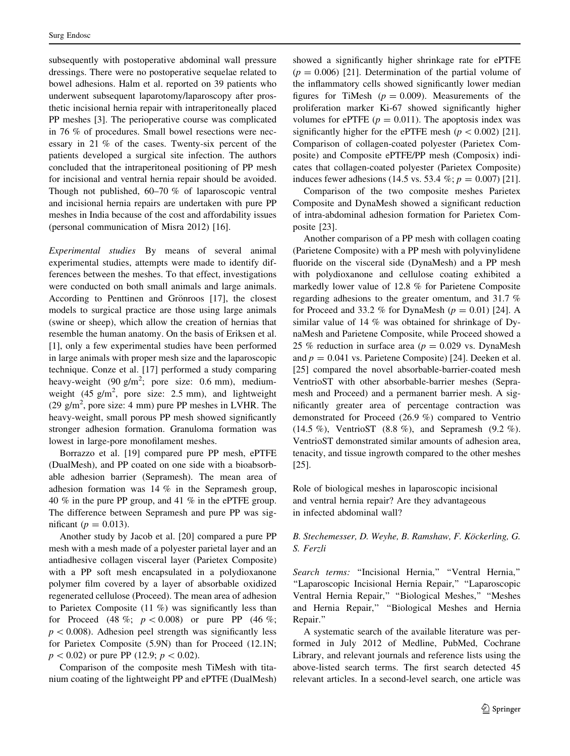subsequently with postoperative abdominal wall pressure dressings. There were no postoperative sequelae related to bowel adhesions. Halm et al. reported on 39 patients who underwent subsequent laparotomy/laparoscopy after prosthetic incisional hernia repair with intraperitoneally placed PP meshes [3]. The perioperative course was complicated in 76 % of procedures. Small bowel resections were necessary in 21 % of the cases. Twenty-six percent of the patients developed a surgical site infection. The authors concluded that the intraperitoneal positioning of PP mesh for incisional and ventral hernia repair should be avoided. Though not published, 60–70 % of laparoscopic ventral and incisional hernia repairs are undertaken with pure PP meshes in India because of the cost and affordability issues (personal communication of Misra 2012) [16].

*Experimental studies* By means of several animal experimental studies, attempts were made to identify differences between the meshes. To that effect, investigations were conducted on both small animals and large animals. According to Penttinen and Grönroos [17], the closest models to surgical practice are those using large animals (swine or sheep), which allow the creation of hernias that resemble the human anatomy. On the basis of Eriksen et al. [1], only a few experimental studies have been performed in large animals with proper mesh size and the laparoscopic technique. Conze et al. [17] performed a study comparing heavy-weight (90 g/m$^2$; pore size: 0.6 mm), medium-weight (45 g/m$^2$, pore size: 2.5 mm), and lightweight (29 g/m$^2$, pore size: 4 mm) pure PP meshes in LVHR. The heavy-weight, small porous PP mesh showed significantly stronger adhesion formation. Granuloma formation was lowest in large-pore monofilament meshes.

Borrazzo et al. [19] compared pure PP mesh, ePTFE (DualMesh), and PP coated on one side with a bioabsorbable adhesion barrier (Sepramesh). The mean area of adhesion formation was 14 % in the Sepramesh group, 40 % in the pure PP group, and 41 % in the ePTFE group. The difference between Sepramesh and pure PP was significant ($p = 0.013$).

Another study by Jacob et al. [20] compared a pure PP mesh with a mesh made of a polyester parietal layer and an antiadhesive collagen visceral layer (Parietex Composite) with a PP soft mesh encapsulated in a polydioxanone polymer film covered by a layer of absorbable oxidized regenerated cellulose (Proceed). The mean area of adhesion to Parietex Composite (11 %) was significantly less than for Proceed (48 %; $p < 0.008$) or pure PP (46 %; $p < 0.008$). Adhesion peel strength was significantly less for Parietex Composite (5.9N) than for Proceed (12.1N; $p < 0.02$) or pure PP (12.9; $p < 0.02$).

Comparison of the composite mesh TiMesh with titanium coating of the lightweight PP and ePTFE (DualMesh) showed a significantly higher shrinkage rate for ePTFE ($p = 0.006$) [21]. Determination of the partial volume of the inflammatory cells showed significantly lower median figures for TiMesh ($p = 0.009$). Measurements of the proliferation marker Ki-67 showed significantly higher volumes for ePTFE ($p = 0.011$). The apoptosis index was significantly higher for the ePTFE mesh ($p < 0.002$) [21]. Comparison of collagen-coated polyester (Parietex Composite) and Composite ePTFE/PP mesh (Composix) indicates that collagen-coated polyester (Parietex Composite) induces fewer adhesions (14.5 vs. 53.4 %; $p = 0.007$) [21].

Comparison of the two composite meshes Parietex Composite and DynaMesh showed a significant reduction of intra-abdominal adhesion formation for Parietex Composite [23].

Another comparison of a PP mesh with collagen coating (Parietene Composite) with a PP mesh with polyvinylidene fluoride on the visceral side (DynaMesh) and a PP mesh with polydioxanone and cellulose coating exhibited a markedly lower value of 12.8 % for Parietene Composite regarding adhesions to the greater omentum, and 31.7 % for Proceed and 33.2 % for DynaMesh ($p = 0.01$) [24]. A similar value of 14 % was obtained for shrinkage of DynaMesh and Parietene Composite, while Proceed showed a 25 % reduction in surface area ($p = 0.029$ vs. DynaMesh and $p = 0.041$ vs. Parietene Composite) [24]. Deeken et al. [25] compared the novel absorbable-barrier-coated mesh VentrioST with other absorbable-barrier meshes (Sepramesh and Proceed) and a permanent barrier mesh. A significantly greater area of percentage contraction was demonstrated for Proceed (26.9 %) compared to Ventrio (14.5 %), VentrioST (8.8 %), and Sepramesh (9.2 %). VentrioST demonstrated similar amounts of adhesion area, tenacity, and tissue ingrowth compared to the other meshes [25].

## Role of biological meshes in laparoscopic incisional and ventral hernia repair? Are they advantageous in infected abdominal wall?

*B. Stechemesser, D. Weyhe, B. Ramshaw, F. Köckerling, G. S. Ferzli*

*Search terms:* "Incisional Hernia," "Ventral Hernia," "Laparoscopic Incisional Hernia Repair," "Laparoscopic Ventral Hernia Repair," "Biological Meshes," "Meshes and Hernia Repair," "Biological Meshes and Hernia Repair."

A systematic search of the available literature was performed in July 2012 of Medline, PubMed, Cochrane Library, and relevant journals and reference lists using the above-listed search terms. The first search detected 45 relevant articles. In a second-level search, one article was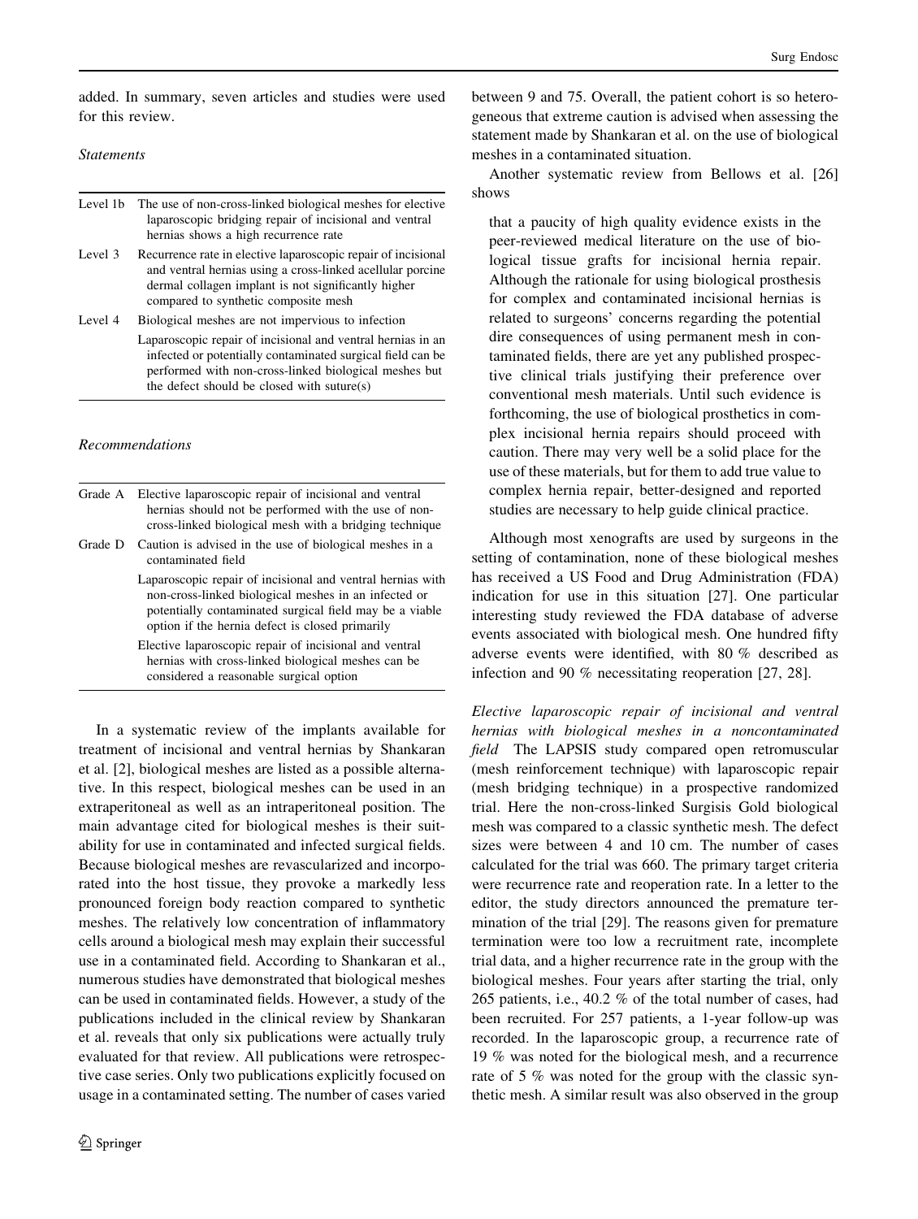added. In summary, seven articles and studies were used for this review.

*Statements*

| | |
|---|---|
| Level 1b | The use of non-cross-linked biological meshes for elective laparoscopic bridging repair of incisional and ventral hernias shows a high recurrence rate |
| Level 3 | Recurrence rate in elective laparoscopic repair of incisional and ventral hernias using a cross-linked acellular porcine dermal collagen implant is not significantly higher compared to synthetic composite mesh |
| Level 4 | Biological meshes are not impervious to infection |
| | Laparoscopic repair of incisional and ventral hernias in an infected or potentially contaminated surgical field can be performed with non-cross-linked biological meshes but the defect should be closed with suture(s) |

*Recommendations*

| | |
|---|---|
| Grade A | Elective laparoscopic repair of incisional and ventral hernias should not be performed with the use of non-cross-linked biological mesh with a bridging technique |
| Grade D | Caution is advised in the use of biological meshes in a contaminated field |
| | Laparoscopic repair of incisional and ventral hernias with non-cross-linked biological meshes in an infected or potentially contaminated surgical field may be a viable option if the hernia defect is closed primarily |
| | Elective laparoscopic repair of incisional and ventral hernias with cross-linked biological meshes can be considered a reasonable surgical option |

In a systematic review of the implants available for treatment of incisional and ventral hernias by Shankaran et al. [2], biological meshes are listed as a possible alternative. In this respect, biological meshes can be used in an extraperitoneal as well as an intraperitoneal position. The main advantage cited for biological meshes is their suitability for use in contaminated and infected surgical fields. Because biological meshes are revascularized and incorporated into the host tissue, they provoke a markedly less pronounced foreign body reaction compared to synthetic meshes. The relatively low concentration of inflammatory cells around a biological mesh may explain their successful use in a contaminated field. According to Shankaran et al., numerous studies have demonstrated that biological meshes can be used in contaminated fields. However, a study of the publications included in the clinical review by Shankaran et al. reveals that only six publications were actually truly evaluated for that review. All publications were retrospective case series. Only two publications explicitly focused on usage in a contaminated setting. The number of cases varied between 9 and 75. Overall, the patient cohort is so heterogeneous that extreme caution is advised when assessing the statement made by Shankaran et al. on the use of biological meshes in a contaminated situation.

Another systematic review from Bellows et al. [26] shows

> that a paucity of high quality evidence exists in the peer-reviewed medical literature on the use of biological tissue grafts for incisional hernia repair. Although the rationale for using biological prosthesis for complex and contaminated incisional hernias is related to surgeons' concerns regarding the potential dire consequences of using permanent mesh in contaminated fields, there are yet any published prospective clinical trials justifying their preference over conventional mesh materials. Until such evidence is forthcoming, the use of biological prosthetics in complex incisional hernia repairs should proceed with caution. There may very well be a solid place for the use of these materials, but for them to add true value to complex hernia repair, better-designed and reported studies are necessary to help guide clinical practice.

Although most xenografts are used by surgeons in the setting of contamination, none of these biological meshes has received a US Food and Drug Administration (FDA) indication for use in this situation [27]. One particular interesting study reviewed the FDA database of adverse events associated with biological mesh. One hundred fifty adverse events were identified, with 80 % described as infection and 90 % necessitating reoperation [27, 28].

*Elective laparoscopic repair of incisional and ventral hernias with biological meshes in a noncontaminated field* The LAPSIS study compared open retromuscular (mesh reinforcement technique) with laparoscopic repair (mesh bridging technique) in a prospective randomized trial. Here the non-cross-linked Surgisis Gold biological mesh was compared to a classic synthetic mesh. The defect sizes were between 4 and 10 cm. The number of cases calculated for the trial was 660. The primary target criteria were recurrence rate and reoperation rate. In a letter to the editor, the study directors announced the premature termination of the trial [29]. The reasons given for premature termination were too low a recruitment rate, incomplete trial data, and a higher recurrence rate in the group with the biological meshes. Four years after starting the trial, only 265 patients, i.e., 40.2 % of the total number of cases, had been recruited. For 257 patients, a 1-year follow-up was recorded. In the laparoscopic group, a recurrence rate of 19 % was noted for the biological mesh, and a recurrence rate of 5 % was noted for the group with the classic synthetic mesh. A similar result was also observed in the group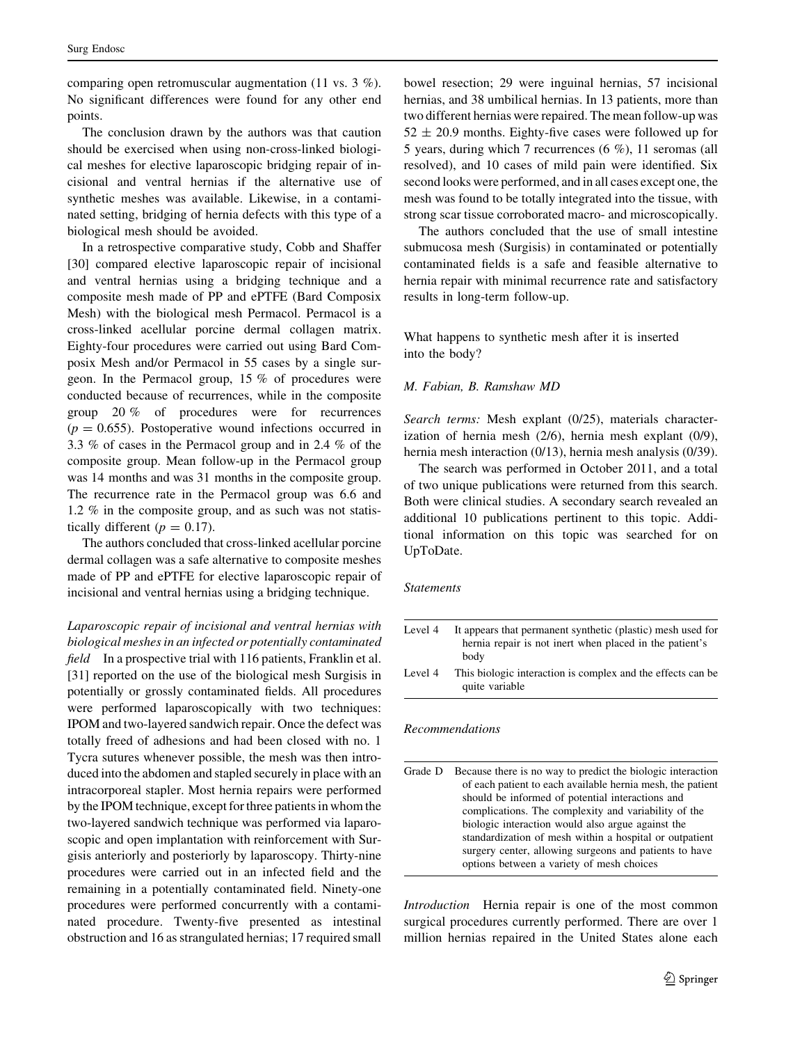comparing open retromuscular augmentation (11 vs. 3 %). No significant differences were found for any other end points.

The conclusion drawn by the authors was that caution should be exercised when using non-cross-linked biological meshes for elective laparoscopic bridging repair of incisional and ventral hernias if the alternative use of synthetic meshes was available. Likewise, in a contaminated setting, bridging of hernia defects with this type of a biological mesh should be avoided.

In a retrospective comparative study, Cobb and Shaffer [30] compared elective laparoscopic repair of incisional and ventral hernias using a bridging technique and a composite mesh made of PP and ePTFE (Bard Composix Mesh) with the biological mesh Permacol. Permacol is a cross-linked acellular porcine dermal collagen matrix. Eighty-four procedures were carried out using Bard Composix Mesh and/or Permacol in 55 cases by a single surgeon. In the Permacol group, 15 % of procedures were conducted because of recurrences, while in the composite group 20 % of procedures were for recurrences ($p = 0.655$). Postoperative wound infections occurred in 3.3 % of cases in the Permacol group and in 2.4 % of the composite group. Mean follow-up in the Permacol group was 14 months and was 31 months in the composite group. The recurrence rate in the Permacol group was 6.6 and 1.2 % in the composite group, and as such was not statistically different ($p = 0.17$).

The authors concluded that cross-linked acellular porcine dermal collagen was a safe alternative to composite meshes made of PP and ePTFE for elective laparoscopic repair of incisional and ventral hernias using a bridging technique.

*Laparoscopic repair of incisional and ventral hernias with biological meshes in an infected or potentially contaminated field* In a prospective trial with 116 patients, Franklin et al. [31] reported on the use of the biological mesh Surgisis in potentially or grossly contaminated fields. All procedures were performed laparoscopically with two techniques: IPOM and two-layered sandwich repair. Once the defect was totally freed of adhesions and had been closed with no. 1 Tycra sutures whenever possible, the mesh was then introduced into the abdomen and stapled securely in place with an intracorporeal stapler. Most hernia repairs were performed by the IPOM technique, except for three patients in whom the two-layered sandwich technique was performed via laparoscopic and open implantation with reinforcement with Surgisis anteriorly and posteriorly by laparoscopy. Thirty-nine procedures were carried out in an infected field and the remaining in a potentially contaminated field. Ninety-one procedures were performed concurrently with a contaminated procedure. Twenty-five presented as intestinal obstruction and 16 as strangulated hernias; 17 required small bowel resection; 29 were inguinal hernias, 57 incisional hernias, and 38 umbilical hernias. In 13 patients, more than two different hernias were repaired. The mean follow-up was $52 \pm 20.9$ months. Eighty-five cases were followed up for 5 years, during which 7 recurrences (6 %), 11 seromas (all resolved), and 10 cases of mild pain were identified. Six second looks were performed, and in all cases except one, the mesh was found to be totally integrated into the tissue, with strong scar tissue corroborated macro- and microscopically.

The authors concluded that the use of small intestine submucosa mesh (Surgisis) in contaminated or potentially contaminated fields is a safe and feasible alternative to hernia repair with minimal recurrence rate and satisfactory results in long-term follow-up.

## What happens to synthetic mesh after it is inserted into the body?

*M. Fabian, B. Ramshaw MD*

*Search terms:* Mesh explant (0/25), materials characterization of hernia mesh (2/6), hernia mesh explant (0/9), hernia mesh interaction (0/13), hernia mesh analysis (0/39).

The search was performed in October 2011, and a total of two unique publications were returned from this search. Both were clinical studies. A secondary search revealed an additional 10 publications pertinent to this topic. Additional information on this topic was searched for on UpToDate.

*Statements*

| | |
|---|---|
| Level 4 | It appears that permanent synthetic (plastic) mesh used for hernia repair is not inert when placed in the patient's body |
| Level 4 | This biologic interaction is complex and the effects can be quite variable |

*Recommendations*

| | |
|---|---|
| Grade D | Because there is no way to predict the biologic interaction of each patient to each available hernia mesh, the patient should be informed of potential interactions and complications. The complexity and variability of the biologic interaction would also argue against the standardization of mesh within a hospital or outpatient surgery center, allowing surgeons and patients to have options between a variety of mesh choices |

*Introduction* Hernia repair is one of the most common surgical procedures currently performed. There are over 1 million hernias repaired in the United States alone each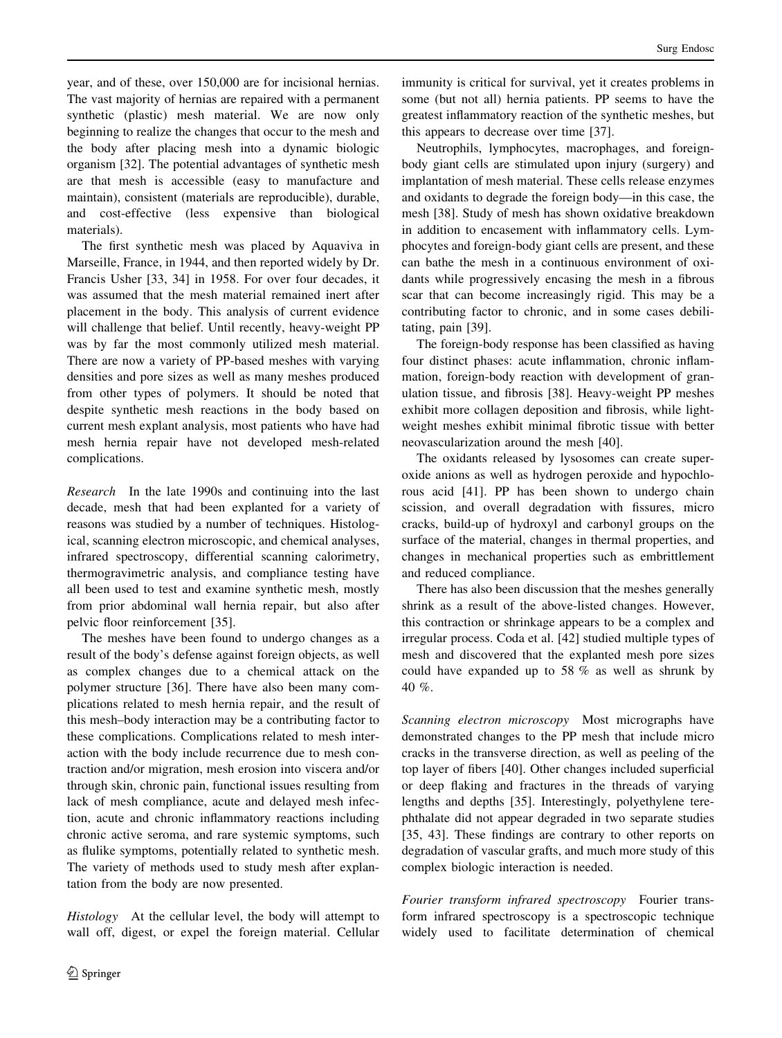year, and of these, over 150,000 are for incisional hernias. The vast majority of hernias are repaired with a permanent synthetic (plastic) mesh material. We are now only beginning to realize the changes that occur to the mesh and the body after placing mesh into a dynamic biologic organism [32]. The potential advantages of synthetic mesh are that mesh is accessible (easy to manufacture and maintain), consistent (materials are reproducible), durable, and cost-effective (less expensive than biological materials).

The first synthetic mesh was placed by Aquaviva in Marseille, France, in 1944, and then reported widely by Dr. Francis Usher [33, 34] in 1958. For over four decades, it was assumed that the mesh material remained inert after placement in the body. This analysis of current evidence will challenge that belief. Until recently, heavy-weight PP was by far the most commonly utilized mesh material. There are now a variety of PP-based meshes with varying densities and pore sizes as well as many meshes produced from other types of polymers. It should be noted that despite synthetic mesh reactions in the body based on current mesh explant analysis, most patients who have had mesh hernia repair have not developed mesh-related complications.

*Research* In the late 1990s and continuing into the last decade, mesh that had been explanted for a variety of reasons was studied by a number of techniques. Histological, scanning electron microscopic, and chemical analyses, infrared spectroscopy, differential scanning calorimetry, thermogravimetric analysis, and compliance testing have all been used to test and examine synthetic mesh, mostly from prior abdominal wall hernia repair, but also after pelvic floor reinforcement [35].

The meshes have been found to undergo changes as a result of the body's defense against foreign objects, as well as complex changes due to a chemical attack on the polymer structure [36]. There have also been many complications related to mesh hernia repair, and the result of this mesh–body interaction may be a contributing factor to these complications. Complications related to mesh interaction with the body include recurrence due to mesh contraction and/or migration, mesh erosion into viscera and/or through skin, chronic pain, functional issues resulting from lack of mesh compliance, acute and delayed mesh infection, acute and chronic inflammatory reactions including chronic active seroma, and rare systemic symptoms, such as flulike symptoms, potentially related to synthetic mesh. The variety of methods used to study mesh after explantation from the body are now presented.

*Histology* At the cellular level, the body will attempt to wall off, digest, or expel the foreign material. Cellular immunity is critical for survival, yet it creates problems in some (but not all) hernia patients. PP seems to have the greatest inflammatory reaction of the synthetic meshes, but this appears to decrease over time [37].

Neutrophils, lymphocytes, macrophages, and foreign-body giant cells are stimulated upon injury (surgery) and implantation of mesh material. These cells release enzymes and oxidants to degrade the foreign body—in this case, the mesh [38]. Study of mesh has shown oxidative breakdown in addition to encasement with inflammatory cells. Lymphocytes and foreign-body giant cells are present, and these can bathe the mesh in a continuous environment of oxidants while progressively encasing the mesh in a fibrous scar that can become increasingly rigid. This may be a contributing factor to chronic, and in some cases debilitating, pain [39].

The foreign-body response has been classified as having four distinct phases: acute inflammation, chronic inflammation, foreign-body reaction with development of granulation tissue, and fibrosis [38]. Heavy-weight PP meshes exhibit more collagen deposition and fibrosis, while light-weight meshes exhibit minimal fibrotic tissue with better neovascularization around the mesh [40].

The oxidants released by lysosomes can create superoxide anions as well as hydrogen peroxide and hypochlorous acid [41]. PP has been shown to undergo chain scission, and overall degradation with fissures, micro cracks, build-up of hydroxyl and carbonyl groups on the surface of the material, changes in thermal properties, and changes in mechanical properties such as embrittlement and reduced compliance.

There has also been discussion that the meshes generally shrink as a result of the above-listed changes. However, this contraction or shrinkage appears to be a complex and irregular process. Coda et al. [42] studied multiple types of mesh and discovered that the explanted mesh pore sizes could have expanded up to 58 % as well as shrunk by 40 %.

*Scanning electron microscopy* Most micrographs have demonstrated changes to the PP mesh that include micro cracks in the transverse direction, as well as peeling of the top layer of fibers [40]. Other changes included superficial or deep flaking and fractures in the threads of varying lengths and depths [35]. Interestingly, polyethylene terephthalate did not appear degraded in two separate studies [35, 43]. These findings are contrary to other reports on degradation of vascular grafts, and much more study of this complex biologic interaction is needed.

*Fourier transform infrared spectroscopy* Fourier transform infrared spectroscopy is a spectroscopic technique widely used to facilitate determination of chemical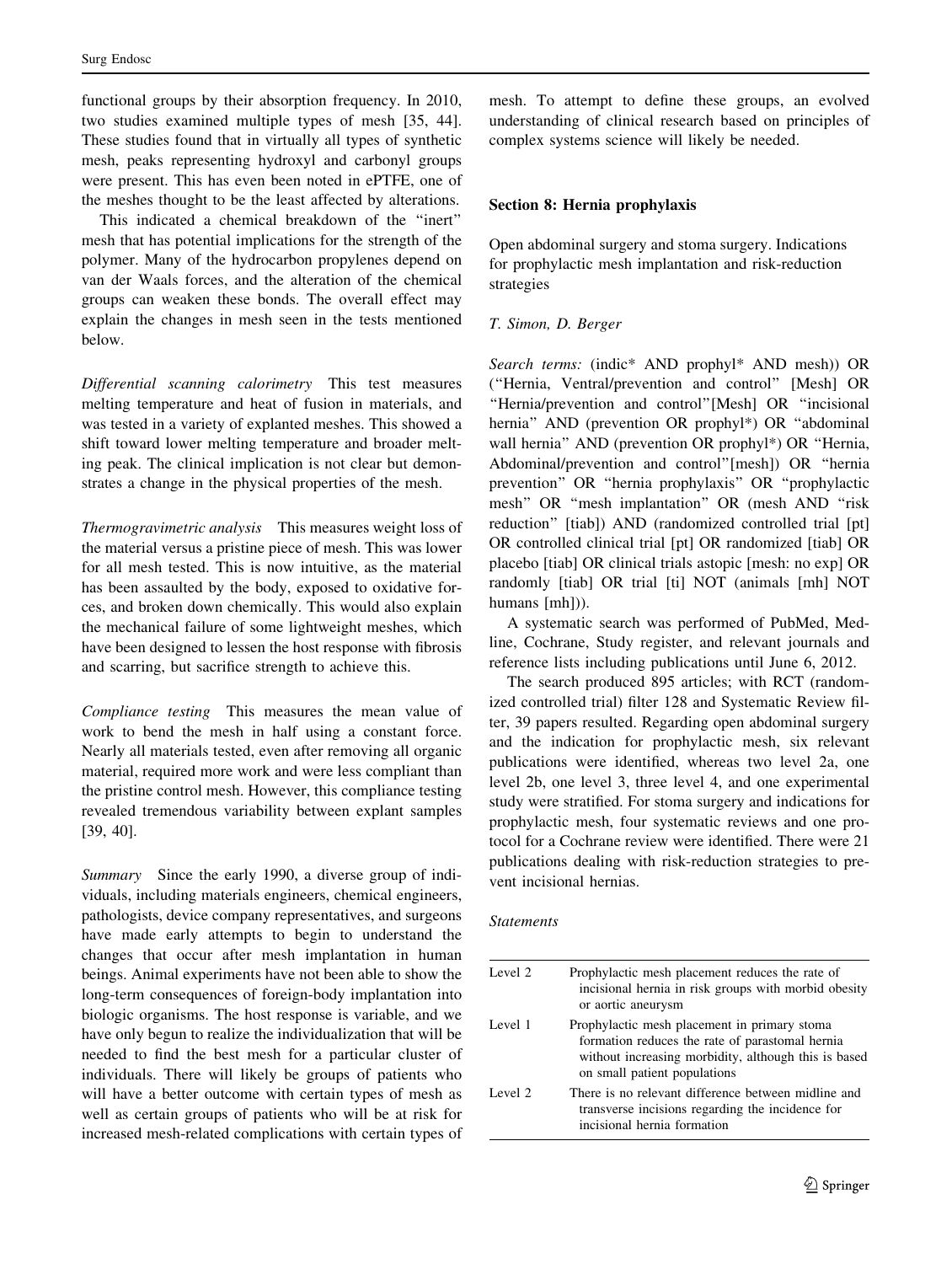functional groups by their absorption frequency. In 2010, two studies examined multiple types of mesh [35, 44]. These studies found that in virtually all types of synthetic mesh, peaks representing hydroxyl and carbonyl groups were present. This has even been noted in ePTFE, one of the meshes thought to be the least affected by alterations.

This indicated a chemical breakdown of the "inert" mesh that has potential implications for the strength of the polymer. Many of the hydrocarbon propylenes depend on van der Waals forces, and the alteration of the chemical groups can weaken these bonds. The overall effect may explain the changes in mesh seen in the tests mentioned below.

*Differential scanning calorimetry* This test measures melting temperature and heat of fusion in materials, and was tested in a variety of explanted meshes. This showed a shift toward lower melting temperature and broader melting peak. The clinical implication is not clear but demonstrates a change in the physical properties of the mesh.

*Thermogravimetric analysis* This measures weight loss of the material versus a pristine piece of mesh. This was lower for all mesh tested. This is now intuitive, as the material has been assaulted by the body, exposed to oxidative forces, and broken down chemically. This would also explain the mechanical failure of some lightweight meshes, which have been designed to lessen the host response with fibrosis and scarring, but sacrifice strength to achieve this.

*Compliance testing* This measures the mean value of work to bend the mesh in half using a constant force. Nearly all materials tested, even after removing all organic material, required more work and were less compliant than the pristine control mesh. However, this compliance testing revealed tremendous variability between explant samples [39, 40].

*Summary* Since the early 1990, a diverse group of individuals, including materials engineers, chemical engineers, pathologists, device company representatives, and surgeons have made early attempts to begin to understand the changes that occur after mesh implantation in human beings. Animal experiments have not been able to show the long-term consequences of foreign-body implantation into biologic organisms. The host response is variable, and we have only begun to realize the individualization that will be needed to find the best mesh for a particular cluster of individuals. There will likely be groups of patients who will have a better outcome with certain types of mesh as well as certain groups of patients who will be at risk for increased mesh-related complications with certain types of mesh. To attempt to define these groups, an evolved understanding of clinical research based on principles of complex systems science will likely be needed.

## Section 8: Hernia prophylaxis

Open abdominal surgery and stoma surgery. Indications for prophylactic mesh implantation and risk-reduction strategies

*T. Simon, D. Berger*

*Search terms:* (indic* AND prophyl* AND mesh)) OR ("Hernia, Ventral/prevention and control" [Mesh] OR "Hernia/prevention and control"[Mesh] OR "incisional hernia" AND (prevention OR prophyl*) OR "abdominal wall hernia" AND (prevention OR prophyl*) OR "Hernia, Abdominal/prevention and control"[mesh]) OR "hernia prevention" OR "hernia prophylaxis" OR "prophylactic mesh" OR "mesh implantation" OR (mesh AND "risk reduction" [tiab]) AND (randomized controlled trial [pt] OR controlled clinical trial [pt] OR randomized [tiab] OR placebo [tiab] OR clinical trials astopic [mesh: no exp] OR randomly [tiab] OR trial [ti] NOT (animals [mh] NOT humans [mh])).

A systematic search was performed of PubMed, Medline, Cochrane, Study register, and relevant journals and reference lists including publications until June 6, 2012.

The search produced 895 articles; with RCT (randomized controlled trial) filter 128 and Systematic Review filter, 39 papers resulted. Regarding open abdominal surgery and the indication for prophylactic mesh, six relevant publications were identified, whereas two level 2a, one level 2b, one level 3, three level 4, and one experimental study were stratified. For stoma surgery and indications for prophylactic mesh, four systematic reviews and one protocol for a Cochrane review were identified. There were 21 publications dealing with risk-reduction strategies to prevent incisional hernias.

*Statements*

| | |
|---|---|
| Level 2 | Prophylactic mesh placement reduces the rate of incisional hernia in risk groups with morbid obesity or aortic aneurysm |
| Level 1 | Prophylactic mesh placement in primary stoma formation reduces the rate of parastomal hernia without increasing morbidity, although this is based on small patient populations |
| Level 2 | There is no relevant difference between midline and transverse incisions regarding the incidence for incisional hernia formation |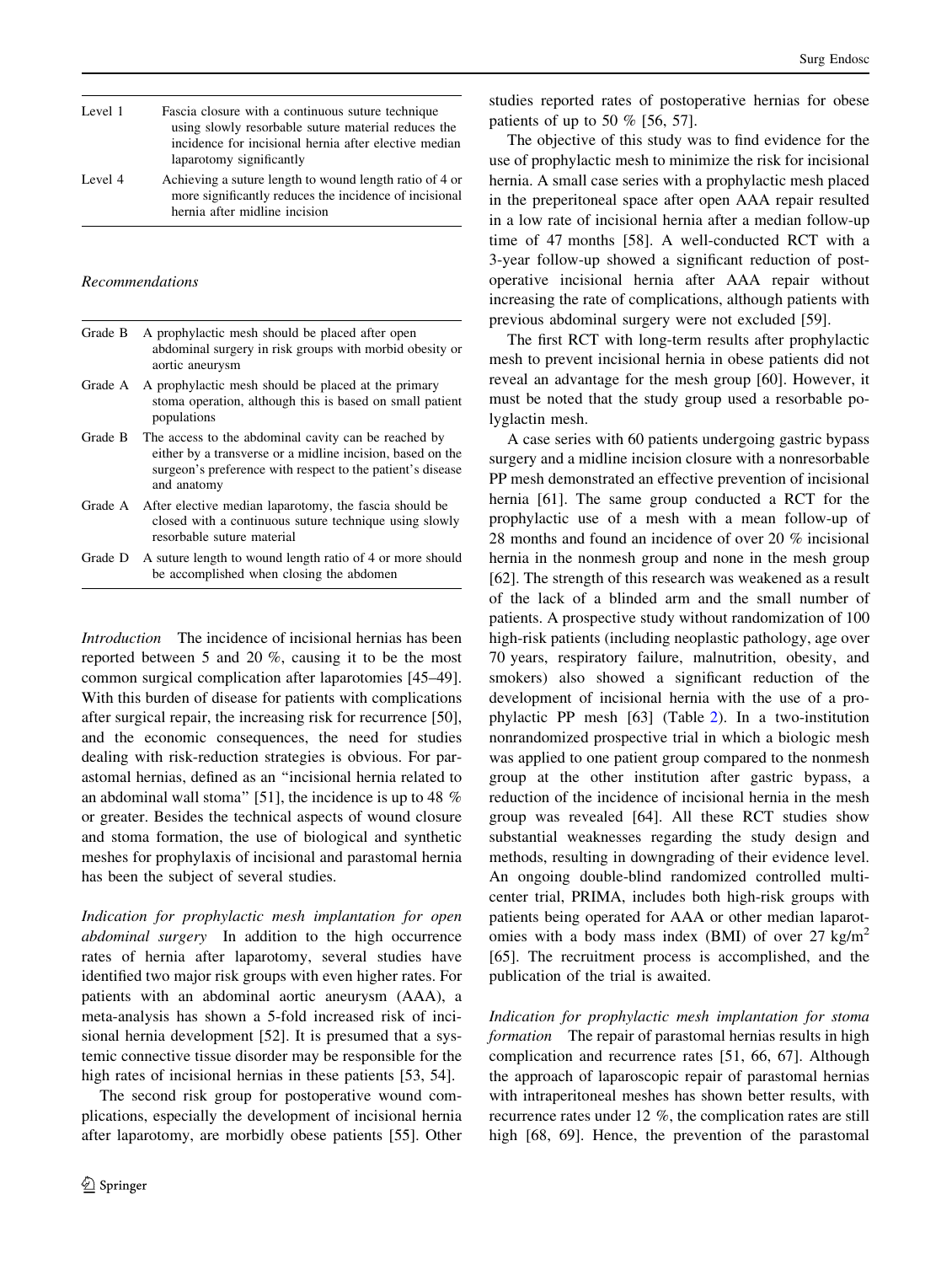| | |
|---|---|
| Level 1 | Fascia closure with a continuous suture technique using slowly resorbable suture material reduces the incidence for incisional hernia after elective median laparotomy significantly |
| Level 4 | Achieving a suture length to wound length ratio of 4 or more significantly reduces the incidence of incisional hernia after midline incision |

*Recommendations*

| | |
|---|---|
| Grade B | A prophylactic mesh should be placed after open abdominal surgery in risk groups with morbid obesity or aortic aneurysm |
| Grade A | A prophylactic mesh should be placed at the primary stoma operation, although this is based on small patient populations |
| Grade B | The access to the abdominal cavity can be reached by either by a transverse or a midline incision, based on the surgeon's preference with respect to the patient's disease and anatomy |
| Grade A | After elective median laparotomy, the fascia should be closed with a continuous suture technique using slowly resorbable suture material |
| Grade D | A suture length to wound length ratio of 4 or more should be accomplished when closing the abdomen |

*Introduction* The incidence of incisional hernias has been reported between 5 and 20 %, causing it to be the most common surgical complication after laparotomies [45–49]. With this burden of disease for patients with complications after surgical repair, the increasing risk for recurrence [50], and the economic consequences, the need for studies dealing with risk-reduction strategies is obvious. For parastomal hernias, defined as an "incisional hernia related to an abdominal wall stoma" [51], the incidence is up to 48 % or greater. Besides the technical aspects of wound closure and stoma formation, the use of biological and synthetic meshes for prophylaxis of incisional and parastomal hernia has been the subject of several studies.

*Indication for prophylactic mesh implantation for open abdominal surgery* In addition to the high occurrence rates of hernia after laparotomy, several studies have identified two major risk groups with even higher rates. For patients with an abdominal aortic aneurysm (AAA), a meta-analysis has shown a 5-fold increased risk of incisional hernia development [52]. It is presumed that a systemic connective tissue disorder may be responsible for the high rates of incisional hernias in these patients [53, 54].

The second risk group for postoperative wound complications, especially the development of incisional hernia after laparotomy, are morbidly obese patients [55]. Other studies reported rates of postoperative hernias for obese patients of up to 50 % [56, 57].

The objective of this study was to find evidence for the use of prophylactic mesh to minimize the risk for incisional hernia. A small case series with a prophylactic mesh placed in the preperitoneal space after open AAA repair resulted in a low rate of incisional hernia after a median follow-up time of 47 months [58]. A well-conducted RCT with a 3-year follow-up showed a significant reduction of postoperative incisional hernia after AAA repair without increasing the rate of complications, although patients with previous abdominal surgery were not excluded [59].

The first RCT with long-term results after prophylactic mesh to prevent incisional hernia in obese patients did not reveal an advantage for the mesh group [60]. However, it must be noted that the study group used a resorbable polyglactin mesh.

A case series with 60 patients undergoing gastric bypass surgery and a midline incision closure with a nonresorbable PP mesh demonstrated an effective prevention of incisional hernia [61]. The same group conducted a RCT for the prophylactic use of a mesh with a mean follow-up of 28 months and found an incidence of over 20 % incisional hernia in the nonmesh group and none in the mesh group [62]. The strength of this research was weakened as a result of the lack of a blinded arm and the small number of patients. A prospective study without randomization of 100 high-risk patients (including neoplastic pathology, age over 70 years, respiratory failure, malnutrition, obesity, and smokers) also showed a significant reduction of the development of incisional hernia with the use of a prophylactic PP mesh [63] (Table 2). In a two-institution nonrandomized prospective trial in which a biologic mesh was applied to one patient group compared to the nonmesh group at the other institution after gastric bypass, a reduction of the incidence of incisional hernia in the mesh group was revealed [64]. All these RCT studies show substantial weaknesses regarding the study design and methods, resulting in downgrading of their evidence level. An ongoing double-blind randomized controlled multicenter trial, PRIMA, includes both high-risk groups with patients being operated for AAA or other median laparotomies with a body mass index (BMI) of over 27 kg/m$^2$ [65]. The recruitment process is accomplished, and the publication of the trial is awaited.

*Indication for prophylactic mesh implantation for stoma formation* The repair of parastomal hernias results in high complication and recurrence rates [51, 66, 67]. Although the approach of laparoscopic repair of parastomal hernias with intraperitoneal meshes has shown better results, with recurrence rates under 12 %, the complication rates are still high [68, 69]. Hence, the prevention of the parastomal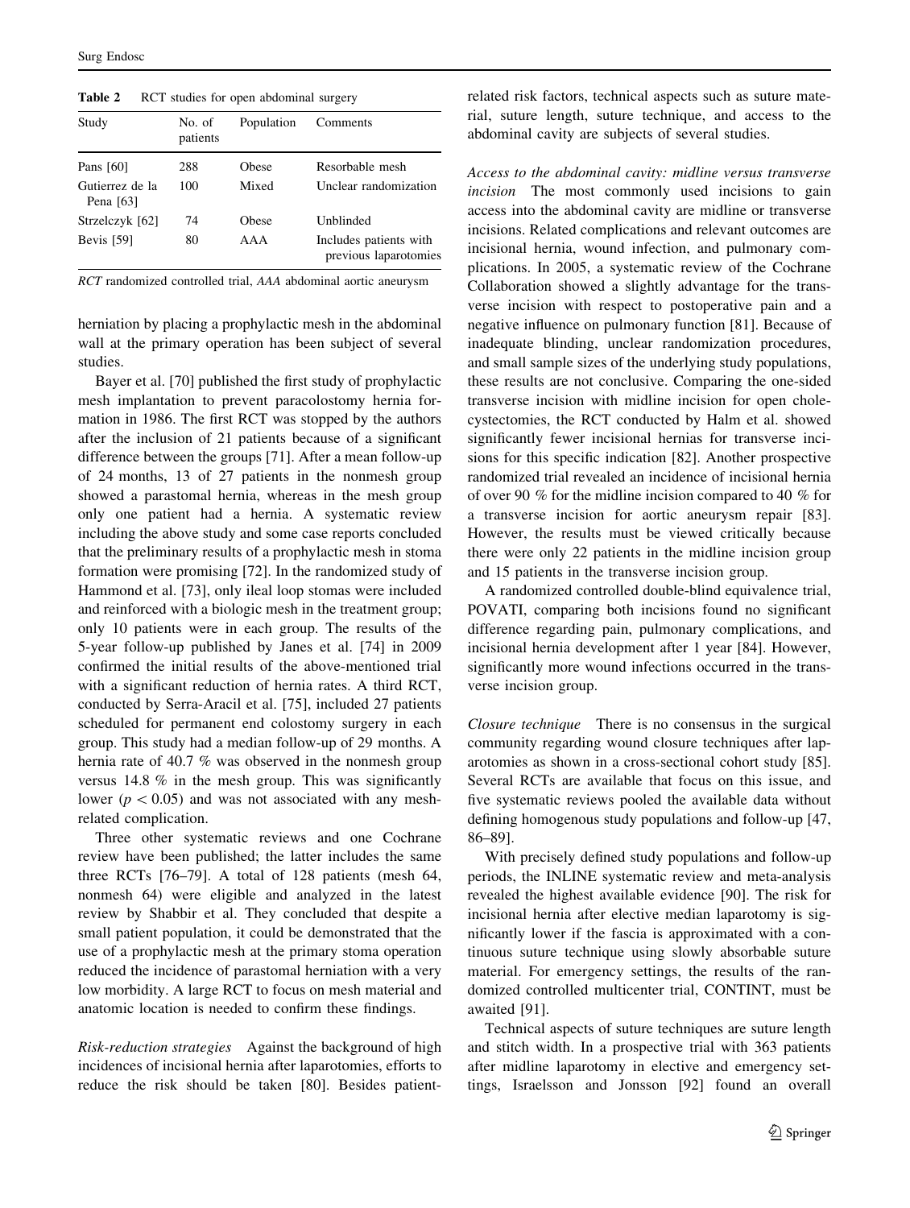**Table 2** RCT studies for open abdominal surgery

| Study | No. of patients | Population | Comments |
|---|---|---|---|
| Pans [60] | 288 | Obese | Resorbable mesh |
| Gutierrez de la Pena [63] | 100 | Mixed | Unclear randomization |
| Strzelczyk [62] | 74 | Obese | Unblinded |
| Bevis [59] | 80 | AAA | Includes patients with previous laparotomies |

*RCT* randomized controlled trial, *AAA* abdominal aortic aneurysm

herniation by placing a prophylactic mesh in the abdominal wall at the primary operation has been subject of several studies.

Bayer et al. [70] published the first study of prophylactic mesh implantation to prevent paracolostomy hernia formation in 1986. The first RCT was stopped by the authors after the inclusion of 21 patients because of a significant difference between the groups [71]. After a mean follow-up of 24 months, 13 of 27 patients in the nonmesh group showed a parastomal hernia, whereas in the mesh group only one patient had a hernia. A systematic review including the above study and some case reports concluded that the preliminary results of a prophylactic mesh in stoma formation were promising [72]. In the randomized study of Hammond et al. [73], only ileal loop stomas were included and reinforced with a biologic mesh in the treatment group; only 10 patients were in each group. The results of the 5-year follow-up published by Janes et al. [74] in 2009 confirmed the initial results of the above-mentioned trial with a significant reduction of hernia rates. A third RCT, conducted by Serra-Aracil et al. [75], included 27 patients scheduled for permanent end colostomy surgery in each group. This study had a median follow-up of 29 months. A hernia rate of 40.7 % was observed in the nonmesh group versus 14.8 % in the mesh group. This was significantly lower ($p < 0.05$) and was not associated with any mesh-related complication.

Three other systematic reviews and one Cochrane review have been published; the latter includes the same three RCTs [76–79]. A total of 128 patients (mesh 64, nonmesh 64) were eligible and analyzed in the latest review by Shabbir et al. They concluded that despite a small patient population, it could be demonstrated that the use of a prophylactic mesh at the primary stoma operation reduced the incidence of parastomal herniation with a very low morbidity. A large RCT to focus on mesh material and anatomic location is needed to confirm these findings.

*Risk-reduction strategies* Against the background of high incidences of incisional hernia after laparotomies, efforts to reduce the risk should be taken [80]. Besides patient-related risk factors, technical aspects such as suture material, suture length, suture technique, and access to the abdominal cavity are subjects of several studies.

*Access to the abdominal cavity: midline versus transverse incision* The most commonly used incisions to gain access into the abdominal cavity are midline or transverse incisions. Related complications and relevant outcomes are incisional hernia, wound infection, and pulmonary complications. In 2005, a systematic review of the Cochrane Collaboration showed a slightly advantage for the transverse incision with respect to postoperative pain and a negative influence on pulmonary function [81]. Because of inadequate blinding, unclear randomization procedures, and small sample sizes of the underlying study populations, these results are not conclusive. Comparing the one-sided transverse incision with midline incision for open cholecystectomies, the RCT conducted by Halm et al. showed significantly fewer incisional hernias for transverse incisions for this specific indication [82]. Another prospective randomized trial revealed an incidence of incisional hernia of over 90 % for the midline incision compared to 40 % for a transverse incision for aortic aneurysm repair [83]. However, the results must be viewed critically because there were only 22 patients in the midline incision group and 15 patients in the transverse incision group.

A randomized controlled double-blind equivalence trial, POVATI, comparing both incisions found no significant difference regarding pain, pulmonary complications, and incisional hernia development after 1 year [84]. However, significantly more wound infections occurred in the transverse incision group.

*Closure technique* There is no consensus in the surgical community regarding wound closure techniques after laparotomies as shown in a cross-sectional cohort study [85]. Several RCTs are available that focus on this issue, and five systematic reviews pooled the available data without defining homogenous study populations and follow-up [47, 86–89].

With precisely defined study populations and follow-up periods, the INLINE systematic review and meta-analysis revealed the highest available evidence [90]. The risk for incisional hernia after elective median laparotomy is significantly lower if the fascia is approximated with a continuous suture technique using slowly absorbable suture material. For emergency settings, the results of the randomized controlled multicenter trial, CONTINT, must be awaited [91].

Technical aspects of suture techniques are suture length and stitch width. In a prospective trial with 363 patients after midline laparotomy in elective and emergency settings, Israelsson and Jonsson [92] found an overall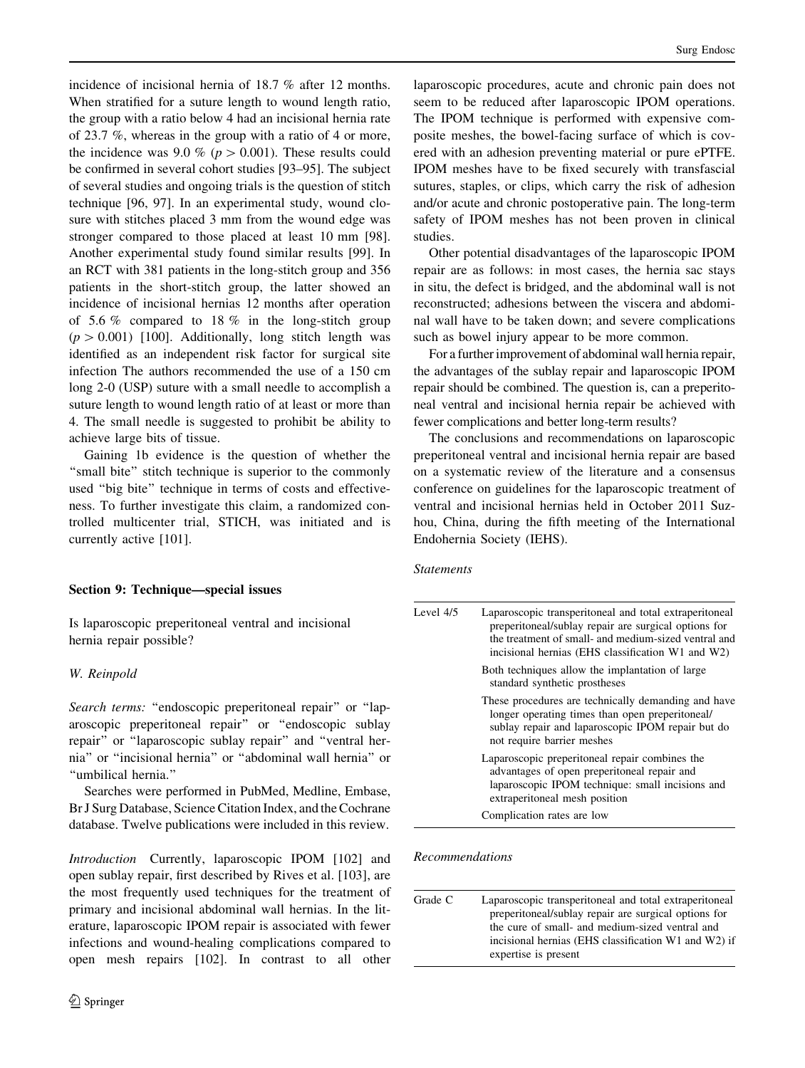incidence of incisional hernia of 18.7 % after 12 months. When stratified for a suture length to wound length ratio, the group with a ratio below 4 had an incisional hernia rate of 23.7 %, whereas in the group with a ratio of 4 or more, the incidence was 9.0 % ($p > 0.001$). These results could be confirmed in several cohort studies [93–95]. The subject of several studies and ongoing trials is the question of stitch technique [96, 97]. In an experimental study, wound closure with stitches placed 3 mm from the wound edge was stronger compared to those placed at least 10 mm [98]. Another experimental study found similar results [99]. In an RCT with 381 patients in the long-stitch group and 356 patients in the short-stitch group, the latter showed an incidence of incisional hernias 12 months after operation of 5.6 % compared to 18 % in the long-stitch group ($p > 0.001$) [100]. Additionally, long stitch length was identified as an independent risk factor for surgical site infection The authors recommended the use of a 150 cm long 2-0 (USP) suture with a small needle to accomplish a suture length to wound length ratio of at least or more than 4. The small needle is suggested to prohibit be ability to achieve large bits of tissue.

Gaining 1b evidence is the question of whether the "small bite" stitch technique is superior to the commonly used "big bite" technique in terms of costs and effectiveness. To further investigate this claim, a randomized controlled multicenter trial, STICH, was initiated and is currently active [101].

## Section 9: Technique—special issues

Is laparoscopic preperitoneal ventral and incisional hernia repair possible?

*W. Reinpold*

*Search terms:* "endoscopic preperitoneal repair" or "laparoscopic preperitoneal repair" or "endoscopic sublay repair" or "laparoscopic sublay repair" and "ventral hernia" or "incisional hernia" or "abdominal wall hernia" or "umbilical hernia."

Searches were performed in PubMed, Medline, Embase, Br J Surg Database, Science Citation Index, and the Cochrane database. Twelve publications were included in this review.

*Introduction* Currently, laparoscopic IPOM [102] and open sublay repair, first described by Rives et al. [103], are the most frequently used techniques for the treatment of primary and incisional abdominal wall hernias. In the literature, laparoscopic IPOM repair is associated with fewer infections and wound-healing complications compared to open mesh repairs [102]. In contrast to all other laparoscopic procedures, acute and chronic pain does not seem to be reduced after laparoscopic IPOM operations. The IPOM technique is performed with expensive composite meshes, the bowel-facing surface of which is covered with an adhesion preventing material or pure ePTFE. IPOM meshes have to be fixed securely with transfascial sutures, staples, or clips, which carry the risk of adhesion and/or acute and chronic postoperative pain. The long-term safety of IPOM meshes has not been proven in clinical studies.

Other potential disadvantages of the laparoscopic IPOM repair are as follows: in most cases, the hernia sac stays in situ, the defect is bridged, and the abdominal wall is not reconstructed; adhesions between the viscera and abdominal wall have to be taken down; and severe complications such as bowel injury appear to be more common.

For a further improvement of abdominal wall hernia repair, the advantages of the sublay repair and laparoscopic IPOM repair should be combined. The question is, can a preperitoneal ventral and incisional hernia repair be achieved with fewer complications and better long-term results?

The conclusions and recommendations on laparoscopic preperitoneal ventral and incisional hernia repair are based on a systematic review of the literature and a consensus conference on guidelines for the laparoscopic treatment of ventral and incisional hernias held in October 2011 Suzhou, China, during the fifth meeting of the International Endohernia Society (IEHS).

*Statements*

| | |
|---|---|
| Level 4/5 | Laparoscopic transperitoneal and total extraperitoneal preperitoneal/sublay repair are surgical options for the treatment of small- and medium-sized ventral and incisional hernias (EHS classification W1 and W2) |
| | Both techniques allow the implantation of large standard synthetic prostheses |
| | These procedures are technically demanding and have longer operating times than open preperitoneal/sublay repair and laparoscopic IPOM repair but do not require barrier meshes |
| | Laparoscopic preperitoneal repair combines the advantages of open preperitoneal repair and laparoscopic IPOM technique: small incisions and extraperitoneal mesh position |
| | Complication rates are low |

*Recommendations*

| | |
|---|---|
| Grade C | Laparoscopic transperitoneal and total extraperitoneal preperitoneal/sublay repair are surgical options for the cure of small- and medium-sized ventral and incisional hernias (EHS classification W1 and W2) if expertise is present |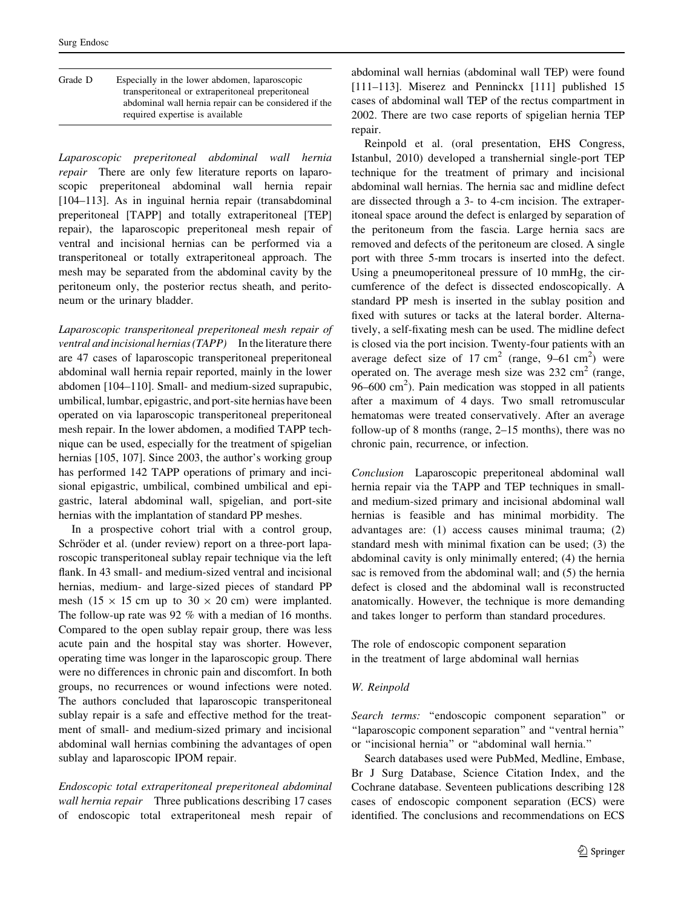| Grade D | Especially in the lower abdomen, laparoscopic transperitoneal or extraperitoneal preperitoneal abdominal wall hernia repair can be considered if the required expertise is available |
|---|---|

*Laparoscopic preperitoneal abdominal wall hernia repair* There are only few literature reports on laparoscopic preperitoneal abdominal wall hernia repair [104–113]. As in inguinal hernia repair (transabdominal preperitoneal [TAPP] and totally extraperitoneal [TEP] repair), the laparoscopic preperitoneal mesh repair of ventral and incisional hernias can be performed via a transperitoneal or totally extraperitoneal approach. The mesh may be separated from the abdominal cavity by the peritoneum only, the posterior rectus sheath, and peritoneum or the urinary bladder.

*Laparoscopic transperitoneal preperitoneal mesh repair of ventral and incisional hernias (TAPP)* In the literature there are 47 cases of laparoscopic transperitoneal preperitoneal abdominal wall hernia repair reported, mainly in the lower abdomen [104–110]. Small- and medium-sized suprapubic, umbilical, lumbar, epigastric, and port-site hernias have been operated on via laparoscopic transperitoneal preperitoneal mesh repair. In the lower abdomen, a modified TAPP technique can be used, especially for the treatment of spigelian hernias [105, 107]. Since 2003, the author's working group has performed 142 TAPP operations of primary and incisional epigastric, umbilical, combined umbilical and epigastric, lateral abdominal wall, spigelian, and port-site hernias with the implantation of standard PP meshes.

In a prospective cohort trial with a control group, Schröder et al. (under review) report on a three-port laparoscopic transperitoneal sublay repair technique via the left flank. In 43 small- and medium-sized ventral and incisional hernias, medium- and large-sized pieces of standard PP mesh ($15 \times 15$ cm up to $30 \times 20$ cm) were implanted. The follow-up rate was 92 % with a median of 16 months. Compared to the open sublay repair group, there was less acute pain and the hospital stay was shorter. However, operating time was longer in the laparoscopic group. There were no differences in chronic pain and discomfort. In both groups, no recurrences or wound infections were noted. The authors concluded that laparoscopic transperitoneal sublay repair is a safe and effective method for the treatment of small- and medium-sized primary and incisional abdominal wall hernias combining the advantages of open sublay and laparoscopic IPOM repair.

*Endoscopic total extraperitoneal preperitoneal abdominal wall hernia repair* Three publications describing 17 cases of endoscopic total extraperitoneal mesh repair of abdominal wall hernias (abdominal wall TEP) were found [111–113]. Miserez and Penninckx [111] published 15 cases of abdominal wall TEP of the rectus compartment in 2002. There are two case reports of spigelian hernia TEP repair.

Reinpold et al. (oral presentation, EHS Congress, Istanbul, 2010) developed a transhernial single-port TEP technique for the treatment of primary and incisional abdominal wall hernias. The hernia sac and midline defect are dissected through a 3- to 4-cm incision. The extraperitoneal space around the defect is enlarged by separation of the peritoneum from the fascia. Large hernia sacs are removed and defects of the peritoneum are closed. A single port with three 5-mm trocars is inserted into the defect. Using a pneumoperitoneal pressure of 10 mmHg, the circumference of the defect is dissected endoscopically. A standard PP mesh is inserted in the sublay position and fixed with sutures or tacks at the lateral border. Alternatively, a self-fixating mesh can be used. The midline defect is closed via the port incision. Twenty-four patients with an average defect size of 17 $cm^2$ (range, 9–61 $cm^2$) were operated on. The average mesh size was 232 $cm^2$ (range, 96–600 $cm^2$). Pain medication was stopped in all patients after a maximum of 4 days. Two small retromuscular hematomas were treated conservatively. After an average follow-up of 8 months (range, 2–15 months), there was no chronic pain, recurrence, or infection.

*Conclusion* Laparoscopic preperitoneal abdominal wall hernia repair via the TAPP and TEP techniques in small- and medium-sized primary and incisional abdominal wall hernias is feasible and has minimal morbidity. The advantages are: (1) access causes minimal trauma; (2) standard mesh with minimal fixation can be used; (3) the abdominal cavity is only minimally entered; (4) the hernia sac is removed from the abdominal wall; and (5) the hernia defect is closed and the abdominal wall is reconstructed anatomically. However, the technique is more demanding and takes longer to perform than standard procedures.

## The role of endoscopic component separation in the treatment of large abdominal wall hernias

*W. Reinpold*

*Search terms:* "endoscopic component separation" or "laparoscopic component separation" and "ventral hernia" or "incisional hernia" or "abdominal wall hernia."

Search databases used were PubMed, Medline, Embase, Br J Surg Database, Science Citation Index, and the Cochrane database. Seventeen publications describing 128 cases of endoscopic component separation (ECS) were identified. The conclusions and recommendations on ECS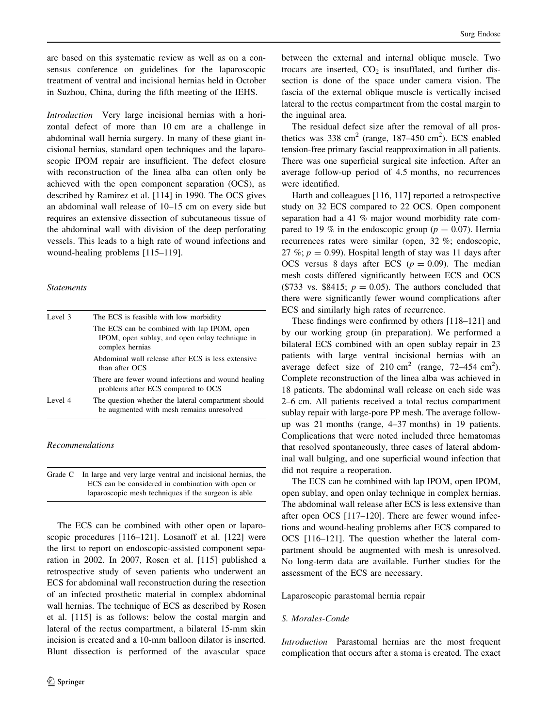are based on this systematic review as well as on a consensus conference on guidelines for the laparoscopic treatment of ventral and incisional hernias held in October in Suzhou, China, during the fifth meeting of the IEHS.

*Introduction* Very large incisional hernias with a horizontal defect of more than 10 cm are a challenge in abdominal wall hernia surgery. In many of these giant incisional hernias, standard open techniques and the laparoscopic IPOM repair are insufficient. The defect closure with reconstruction of the linea alba can often only be achieved with the open component separation (OCS), as described by Ramirez et al. [114] in 1990. The OCS gives an abdominal wall release of 10–15 cm on every side but requires an extensive dissection of subcutaneous tissue of the abdominal wall with division of the deep perforating vessels. This leads to a high rate of wound infections and wound-healing problems [115–119].

*Statements*

| | |
|---|---|
| Level 3 | The ECS is feasible with low morbidity |
| | The ECS can be combined with lap IPOM, open IPOM, open sublay, and open onlay technique in complex hernias |
| | Abdominal wall release after ECS is less extensive than after OCS |
| | There are fewer wound infections and wound healing problems after ECS compared to OCS |
| Level 4 | The question whether the lateral compartment should be augmented with mesh remains unresolved |

*Recommendations*

| | |
|---|---|
| Grade C | In large and very large ventral and incisional hernias, the ECS can be considered in combination with open or laparoscopic mesh techniques if the surgeon is able |

The ECS can be combined with other open or laparoscopic procedures [116–121]. Losanoff et al. [122] were the first to report on endoscopic-assisted component separation in 2002. In 2007, Rosen et al. [115] published a retrospective study of seven patients who underwent an ECS for abdominal wall reconstruction during the resection of an infected prosthetic material in complex abdominal wall hernias. The technique of ECS as described by Rosen et al. [115] is as follows: below the costal margin and lateral of the rectus compartment, a bilateral 15-mm skin incision is created and a 10-mm balloon dilator is inserted. Blunt dissection is performed of the avascular space between the external and internal oblique muscle. Two trocars are inserted, $CO_2$ is insufflated, and further dissection is done of the space under camera vision. The fascia of the external oblique muscle is vertically incised lateral to the rectus compartment from the costal margin to the inguinal area.

The residual defect size after the removal of all prosthetics was 338 $cm^2$ (range, 187–450 $cm^2$). ECS enabled tension-free primary fascial reapproximation in all patients. There was one superficial surgical site infection. After an average follow-up period of 4.5 months, no recurrences were identified.

Harth and colleagues [116, 117] reported a retrospective study on 32 ECS compared to 22 OCS. Open component separation had a 41 % major wound morbidity rate compared to 19 % in the endoscopic group ($p = 0.07$). Hernia recurrences rates were similar (open, 32 %; endoscopic, 27 %; $p = 0.99$). Hospital length of stay was 11 days after OCS versus 8 days after ECS ($p = 0.09$). The median mesh costs differed significantly between ECS and OCS (\$733 vs. \$8415; $p = 0.05$). The authors concluded that there were significantly fewer wound complications after ECS and similarly high rates of recurrence.

These findings were confirmed by others [118–121] and by our working group (in preparation). We performed a bilateral ECS combined with an open sublay repair in 23 patients with large ventral incisional hernias with an average defect size of 210 $cm^2$ (range, 72–454 $cm^2$). Complete reconstruction of the linea alba was achieved in 18 patients. The abdominal wall release on each side was 2–6 cm. All patients received a total rectus compartment sublay repair with large-pore PP mesh. The average follow-up was 21 months (range, 4–37 months) in 19 patients. Complications that were noted included three hematomas that resolved spontaneously, three cases of lateral abdominal wall bulging, and one superficial wound infection that did not require a reoperation.

The ECS can be combined with lap IPOM, open IPOM, open sublay, and open onlay technique in complex hernias. The abdominal wall release after ECS is less extensive than after open OCS [117–120]. There are fewer wound infections and wound-healing problems after ECS compared to OCS [116–121]. The question whether the lateral compartment should be augmented with mesh is unresolved. No long-term data are available. Further studies for the assessment of the ECS are necessary.

## Laparoscopic parastomal hernia repair

*S. Morales-Conde*

*Introduction* Parastomal hernias are the most frequent complication that occurs after a stoma is created. The exact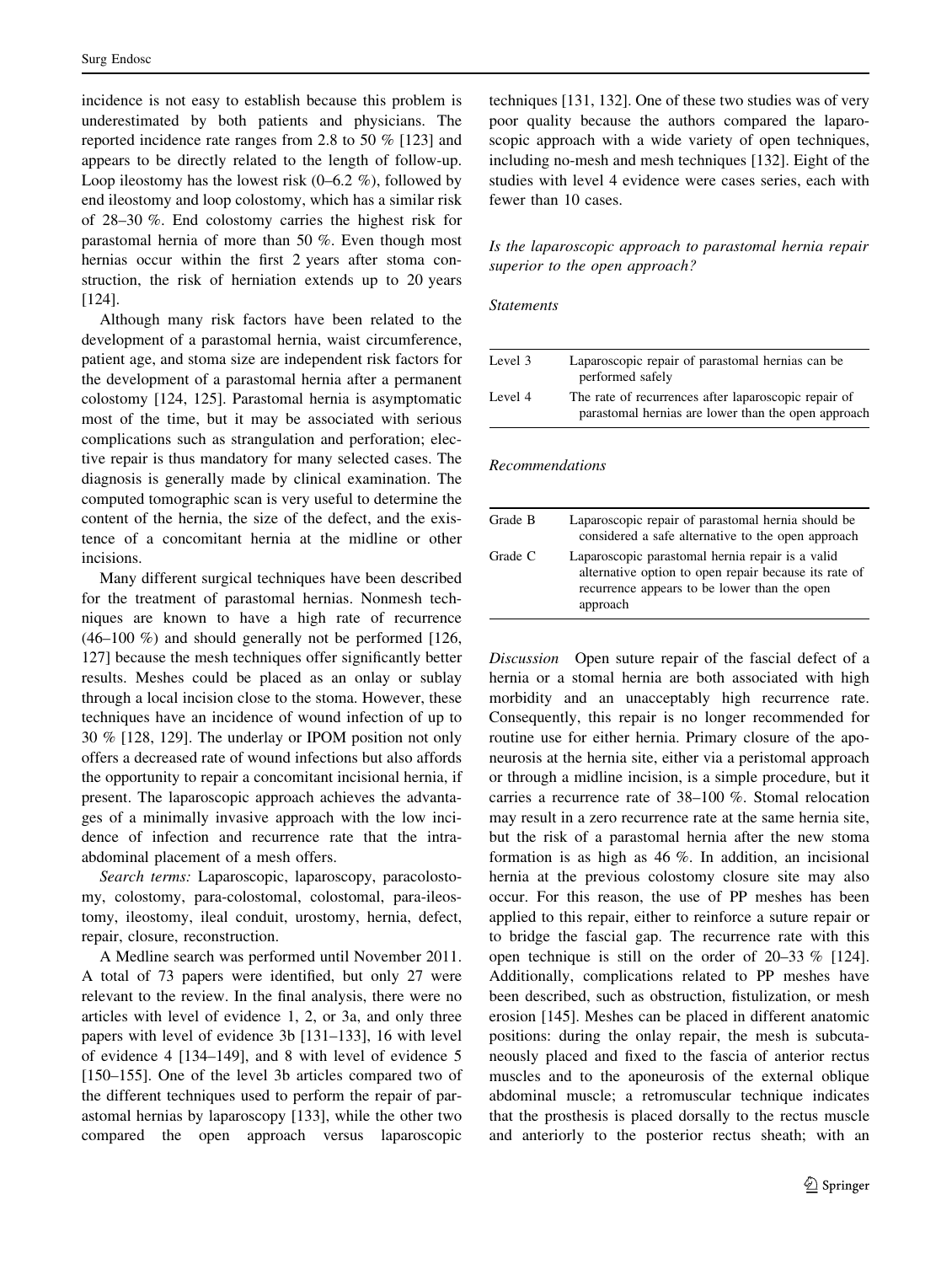incidence is not easy to establish because this problem is underestimated by both patients and physicians. The reported incidence rate ranges from 2.8 to 50 % [123] and appears to be directly related to the length of follow-up. Loop ileostomy has the lowest risk (0–6.2 %), followed by end ileostomy and loop colostomy, which has a similar risk of 28–30 %. End colostomy carries the highest risk for parastomal hernia of more than 50 %. Even though most hernias occur within the first 2 years after stoma construction, the risk of herniation extends up to 20 years [124].

Although many risk factors have been related to the development of a parastomal hernia, waist circumference, patient age, and stoma size are independent risk factors for the development of a parastomal hernia after a permanent colostomy [124, 125]. Parastomal hernia is asymptomatic most of the time, but it may be associated with serious complications such as strangulation and perforation; elective repair is thus mandatory for many selected cases. The diagnosis is generally made by clinical examination. The computed tomographic scan is very useful to determine the content of the hernia, the size of the defect, and the existence of a concomitant hernia at the midline or other incisions.

Many different surgical techniques have been described for the treatment of parastomal hernias. Nonmesh techniques are known to have a high rate of recurrence (46–100 %) and should generally not be performed [126, 127] because the mesh techniques offer significantly better results. Meshes could be placed as an onlay or sublay through a local incision close to the stoma. However, these techniques have an incidence of wound infection of up to 30 % [128, 129]. The underlay or IPOM position not only offers a decreased rate of wound infections but also affords the opportunity to repair a concomitant incisional hernia, if present. The laparoscopic approach achieves the advantages of a minimally invasive approach with the low incidence of infection and recurrence rate that the intraabdominal placement of a mesh offers.

*Search terms:* Laparoscopic, laparoscopy, paracolostomy, colostomy, para-colostomal, colostomal, para-ileostomy, ileostomy, ileal conduit, urostomy, hernia, defect, repair, closure, reconstruction.

A Medline search was performed until November 2011. A total of 73 papers were identified, but only 27 were relevant to the review. In the final analysis, there were no articles with level of evidence 1, 2, or 3a, and only three papers with level of evidence 3b [131–133], 16 with level of evidence 4 [134–149], and 8 with level of evidence 5 [150–155]. One of the level 3b articles compared two of the different techniques used to perform the repair of parastomal hernias by laparoscopy [133], while the other two compared the open approach versus laparoscopic techniques [131, 132]. One of these two studies was of very poor quality because the authors compared the laparoscopic approach with a wide variety of open techniques, including no-mesh and mesh techniques [132]. Eight of the studies with level 4 evidence were cases series, each with fewer than 10 cases.

*Is the laparoscopic approach to parastomal hernia repair superior to the open approach?*

*Statements*

| | |
|---|---|
| Level 3 | Laparoscopic repair of parastomal hernias can be performed safely |
| Level 4 | The rate of recurrences after laparoscopic repair of parastomal hernias are lower than the open approach |

*Recommendations*

| | |
|---|---|
| Grade B | Laparoscopic repair of parastomal hernia should be considered a safe alternative to the open approach |
| Grade C | Laparoscopic parastomal hernia repair is a valid alternative option to open repair because its rate of recurrence appears to be lower than the open approach |

*Discussion* Open suture repair of the fascial defect of a hernia or a stomal hernia are both associated with high morbidity and an unacceptably high recurrence rate. Consequently, this repair is no longer recommended for routine use for either hernia. Primary closure of the aponeurosis at the hernia site, either via a peristomal approach or through a midline incision, is a simple procedure, but it carries a recurrence rate of 38–100 %. Stomal relocation may result in a zero recurrence rate at the same hernia site, but the risk of a parastomal hernia after the new stoma formation is as high as 46 %. In addition, an incisional hernia at the previous colostomy closure site may also occur. For this reason, the use of PP meshes has been applied to this repair, either to reinforce a suture repair or to bridge the fascial gap. The recurrence rate with this open technique is still on the order of 20–33 % [124]. Additionally, complications related to PP meshes have been described, such as obstruction, fistulization, or mesh erosion [145]. Meshes can be placed in different anatomic positions: during the onlay repair, the mesh is subcutaneously placed and fixed to the fascia of anterior rectus muscles and to the aponeurosis of the external oblique abdominal muscle; a retromuscular technique indicates that the prosthesis is placed dorsally to the rectus muscle and anteriorly to the posterior rectus sheath; with an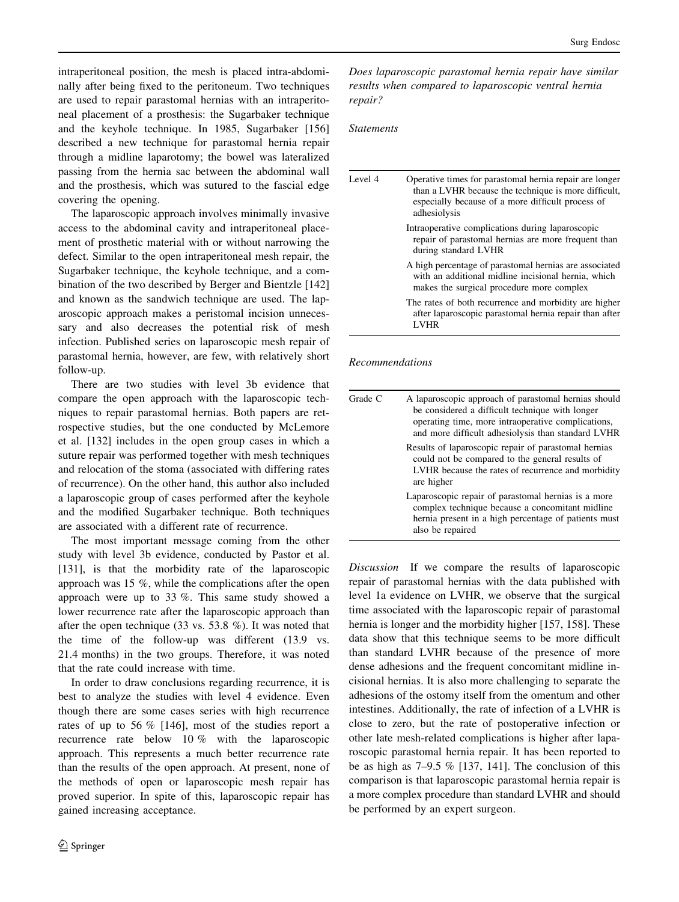intraperitoneal position, the mesh is placed intra-abdominally after being fixed to the peritoneum. Two techniques are used to repair parastomal hernias with an intraperitoneal placement of a prosthesis: the Sugarbaker technique and the keyhole technique. In 1985, Sugarbaker [156] described a new technique for parastomal hernia repair through a midline laparotomy; the bowel was lateralized passing from the hernia sac between the abdominal wall and the prosthesis, which was sutured to the fascial edge covering the opening.

The laparoscopic approach involves minimally invasive access to the abdominal cavity and intraperitoneal placement of prosthetic material with or without narrowing the defect. Similar to the open intraperitoneal mesh repair, the Sugarbaker technique, the keyhole technique, and a combination of the two described by Berger and Bientzle [142] and known as the sandwich technique are used. The laparoscopic approach makes a peristomal incision unnecessary and also decreases the potential risk of mesh infection. Published series on laparoscopic mesh repair of parastomal hernia, however, are few, with relatively short follow-up.

There are two studies with level 3b evidence that compare the open approach with the laparoscopic techniques to repair parastomal hernias. Both papers are retrospective studies, but the one conducted by McLemore et al. [132] includes in the open group cases in which a suture repair was performed together with mesh techniques and relocation of the stoma (associated with differing rates of recurrence). On the other hand, this author also included a laparoscopic group of cases performed after the keyhole and the modified Sugarbaker technique. Both techniques are associated with a different rate of recurrence.

The most important message coming from the other study with level 3b evidence, conducted by Pastor et al. [131], is that the morbidity rate of the laparoscopic approach was 15 %, while the complications after the open approach were up to 33 %. This same study showed a lower recurrence rate after the laparoscopic approach than after the open technique (33 vs. 53.8 %). It was noted that the time of the follow-up was different (13.9 vs. 21.4 months) in the two groups. Therefore, it was noted that the rate could increase with time.

In order to draw conclusions regarding recurrence, it is best to analyze the studies with level 4 evidence. Even though there are some cases series with high recurrence rates of up to 56 % [146], most of the studies report a recurrence rate below 10 % with the laparoscopic approach. This represents a much better recurrence rate than the results of the open approach. At present, none of the methods of open or laparoscopic mesh repair has proved superior. In spite of this, laparoscopic repair has gained increasing acceptance.

*Does laparoscopic parastomal hernia repair have similar results when compared to laparoscopic ventral hernia repair?*

*Statements*

| | |
|---|---|
| Level 4 | Operative times for parastomal hernia repair are longer than a LVHR because the technique is more difficult, especially because of a more difficult process of adhesiolysis |
| | Intraoperative complications during laparoscopic repair of parastomal hernias are more frequent than during standard LVHR |
| | A high percentage of parastomal hernias are associated with an additional midline incisional hernia, which makes the surgical procedure more complex |
| | The rates of both recurrence and morbidity are higher after laparoscopic parastomal hernia repair than after LVHR |

*Recommendations*

| | |
|---|---|
| Grade C | A laparoscopic approach of parastomal hernias should be considered a difficult technique with longer operating time, more intraoperative complications, and more difficult adhesiolysis than standard LVHR |
| | Results of laparoscopic repair of parastomal hernias could not be compared to the general results of LVHR because the rates of recurrence and morbidity are higher |
| | Laparoscopic repair of parastomal hernias is a more complex technique because a concomitant midline hernia present in a high percentage of patients must also be repaired |

*Discussion* If we compare the results of laparoscopic repair of parastomal hernias with the data published with level 1a evidence on LVHR, we observe that the surgical time associated with the laparoscopic repair of parastomal hernia is longer and the morbidity higher [157, 158]. These data show that this technique seems to be more difficult than standard LVHR because of the presence of more dense adhesions and the frequent concomitant midline incisional hernias. It is also more challenging to separate the adhesions of the ostomy itself from the omentum and other intestines. Additionally, the rate of infection of a LVHR is close to zero, but the rate of postoperative infection or other late mesh-related complications is higher after laparoscopic parastomal hernia repair. It has been reported to be as high as 7–9.5 % [137, 141]. The conclusion of this comparison is that laparoscopic parastomal hernia repair is a more complex procedure than standard LVHR and should be performed by an expert surgeon.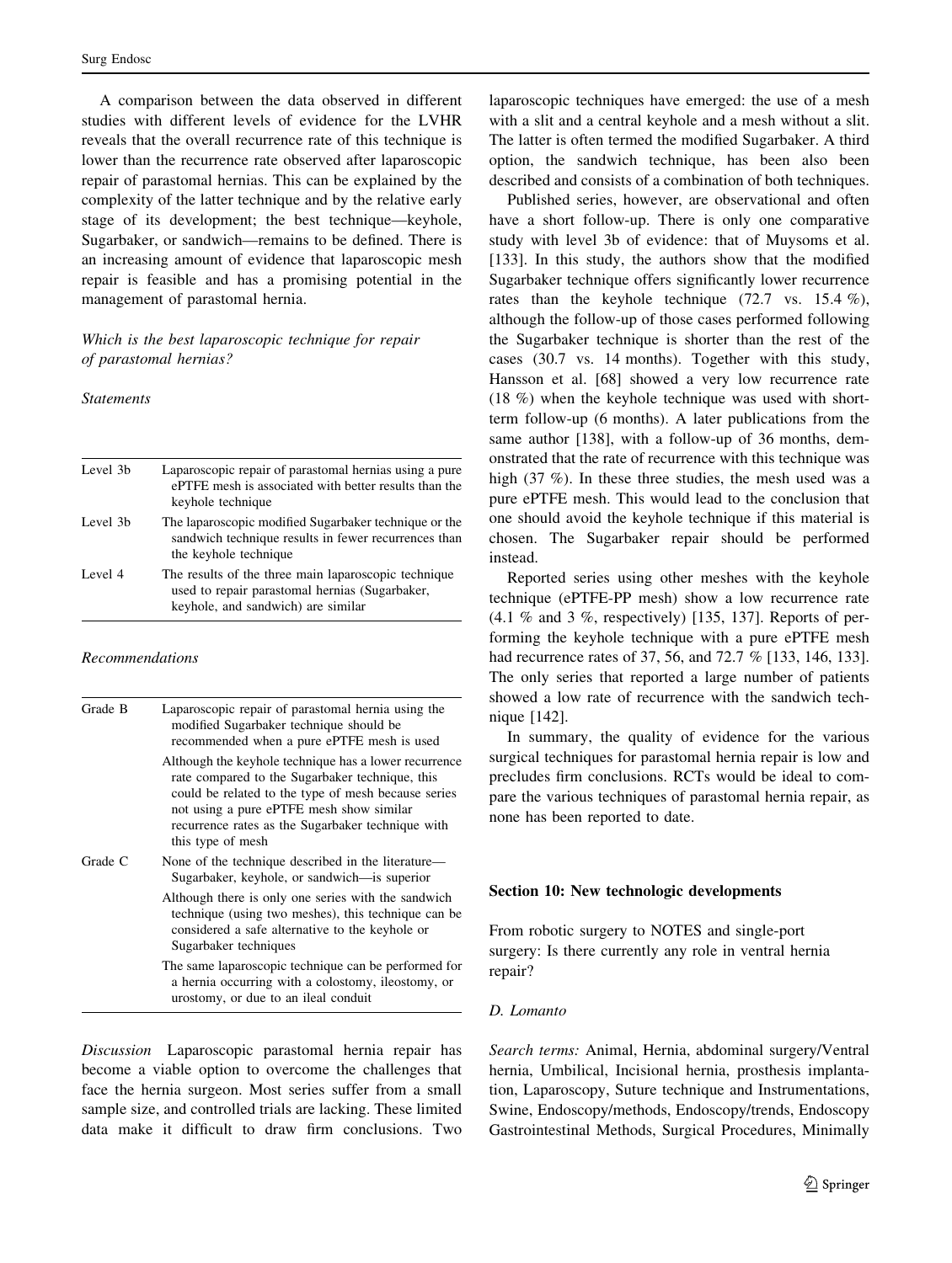A comparison between the data observed in different studies with different levels of evidence for the LVHR reveals that the overall recurrence rate of this technique is lower than the recurrence rate observed after laparoscopic repair of parastomal hernias. This can be explained by the complexity of the latter technique and by the relative early stage of its development; the best technique—keyhole, Sugarbaker, or sandwich—remains to be defined. There is an increasing amount of evidence that laparoscopic mesh repair is feasible and has a promising potential in the management of parastomal hernia.

*Which is the best laparoscopic technique for repair of parastomal hernias?*

*Statements*

| | |
|---|---|
| Level 3b | Laparoscopic repair of parastomal hernias using a pure ePTFE mesh is associated with better results than the keyhole technique |
| Level 3b | The laparoscopic modified Sugarbaker technique or the sandwich technique results in fewer recurrences than the keyhole technique |
| Level 4 | The results of the three main laparoscopic technique used to repair parastomal hernias (Sugarbaker, keyhole, and sandwich) are similar |

*Recommendations*

| | |
|---|---|
| Grade B | Laparoscopic repair of parastomal hernia using the modified Sugarbaker technique should be recommended when a pure ePTFE mesh is used |
| | Although the keyhole technique has a lower recurrence rate compared to the Sugarbaker technique, this could be related to the type of mesh because series not using a pure ePTFE mesh show similar recurrence rates as the Sugarbaker technique with this type of mesh |
| Grade C | None of the technique described in the literature—Sugarbaker, keyhole, or sandwich—is superior |
| | Although there is only one series with the sandwich technique (using two meshes), this technique can be considered a safe alternative to the keyhole or Sugarbaker techniques |
| | The same laparoscopic technique can be performed for a hernia occurring with a colostomy, ileostomy, or urostomy, or due to an ileal conduit |

*Discussion* Laparoscopic parastomal hernia repair has become a viable option to overcome the challenges that face the hernia surgeon. Most series suffer from a small sample size, and controlled trials are lacking. These limited data make it difficult to draw firm conclusions. Two laparoscopic techniques have emerged: the use of a mesh with a slit and a central keyhole and a mesh without a slit. The latter is often termed the modified Sugarbaker. A third option, the sandwich technique, has been also been described and consists of a combination of both techniques.

Published series, however, are observational and often have a short follow-up. There is only one comparative study with level 3b of evidence: that of Muysoms et al. [133]. In this study, the authors show that the modified Sugarbaker technique offers significantly lower recurrence rates than the keyhole technique (72.7 vs. 15.4 %), although the follow-up of those cases performed following the Sugarbaker technique is shorter than the rest of the cases (30.7 vs. 14 months). Together with this study, Hansson et al. [68] showed a very low recurrence rate (18 %) when the keyhole technique was used with short-term follow-up (6 months). A later publications from the same author [138], with a follow-up of 36 months, demonstrated that the rate of recurrence with this technique was high (37 %). In these three studies, the mesh used was a pure ePTFE mesh. This would lead to the conclusion that one should avoid the keyhole technique if this material is chosen. The Sugarbaker repair should be performed instead.

Reported series using other meshes with the keyhole technique (ePTFE-PP mesh) show a low recurrence rate (4.1 % and 3 %, respectively) [135, 137]. Reports of performing the keyhole technique with a pure ePTFE mesh had recurrence rates of 37, 56, and 72.7 % [133, 146, 133]. The only series that reported a large number of patients showed a low rate of recurrence with the sandwich technique [142].

In summary, the quality of evidence for the various surgical techniques for parastomal hernia repair is low and precludes firm conclusions. RCTs would be ideal to compare the various techniques of parastomal hernia repair, as none has been reported to date.

## Section 10: New technologic developments

*From robotic surgery to NOTES and single-port surgery: Is there currently any role in ventral hernia repair?*

*D. Lomanto*

*Search terms:* Animal, Hernia, abdominal surgery/Ventral hernia, Umbilical, Incisional hernia, prosthesis implantation, Laparoscopy, Suture technique and Instrumentations, Swine, Endoscopy/methods, Endoscopy/trends, Endoscopy Gastrointestinal Methods, Surgical Procedures, Minimally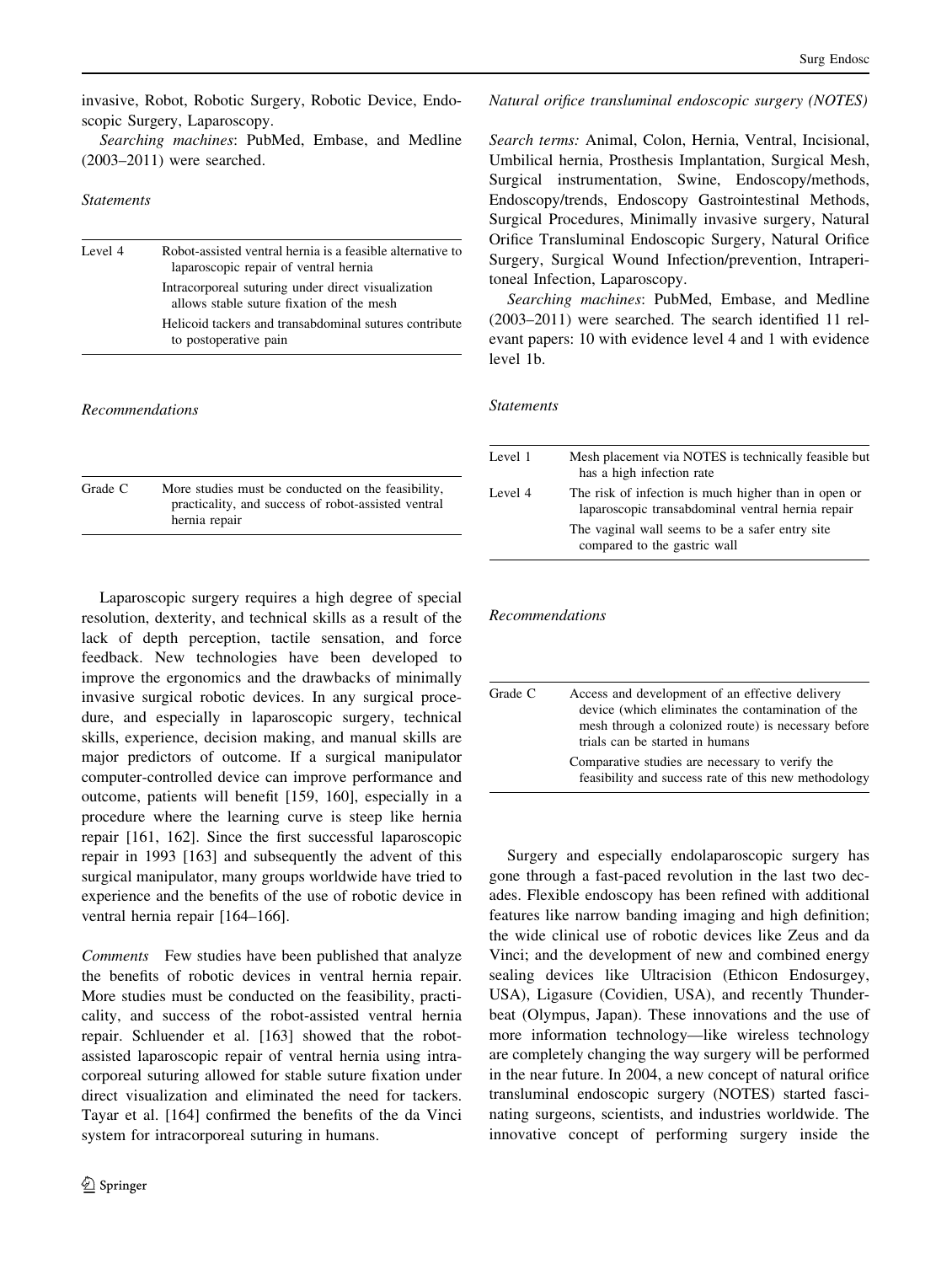invasive, Robot, Robotic Surgery, Robotic Device, Endoscopic Surgery, Laparoscopy.

*Searching machines*: PubMed, Embase, and Medline (2003–2011) were searched.

*Statements*

| | |
|---|---|
| Level 4 | Robot-assisted ventral hernia is a feasible alternative to laparoscopic repair of ventral hernia |
| | Intracorporeal suturing under direct visualization allows stable suture fixation of the mesh |
| | Helicoid tackers and transabdominal sutures contribute to postoperative pain |

*Recommendations*

| | |
|---|---|
| Grade C | More studies must be conducted on the feasibility, practicality, and success of robot-assisted ventral hernia repair |

Laparoscopic surgery requires a high degree of special resolution, dexterity, and technical skills as a result of the lack of depth perception, tactile sensation, and force feedback. New technologies have been developed to improve the ergonomics and the drawbacks of minimally invasive surgical robotic devices. In any surgical procedure, and especially in laparoscopic surgery, technical skills, experience, decision making, and manual skills are major predictors of outcome. If a surgical manipulator computer-controlled device can improve performance and outcome, patients will benefit [159, 160], especially in a procedure where the learning curve is steep like hernia repair [161, 162]. Since the first successful laparoscopic repair in 1993 [163] and subsequently the advent of this surgical manipulator, many groups worldwide have tried to experience and the benefits of the use of robotic device in ventral hernia repair [164–166].

*Comments* Few studies have been published that analyze the benefits of robotic devices in ventral hernia repair. More studies must be conducted on the feasibility, practicality, and success of the robot-assisted ventral hernia repair. Schluender et al. [163] showed that the robot-assisted laparoscopic repair of ventral hernia using intracorporeal suturing allowed for stable suture fixation under direct visualization and eliminated the need for tackers. Tayar et al. [164] confirmed the benefits of the da Vinci system for intracorporeal suturing in humans.

*Natural orifice transluminal endoscopic surgery (NOTES)*

*Search terms:* Animal, Colon, Hernia, Ventral, Incisional, Umbilical hernia, Prosthesis Implantation, Surgical Mesh, Surgical instrumentation, Swine, Endoscopy/methods, Endoscopy/trends, Endoscopy Gastrointestinal Methods, Surgical Procedures, Minimally invasive surgery, Natural Orifice Transluminal Endoscopic Surgery, Natural Orifice Surgery, Surgical Wound Infection/prevention, Intraperitoneal Infection, Laparoscopy.

*Searching machines*: PubMed, Embase, and Medline (2003–2011) were searched. The search identified 11 relevant papers: 10 with evidence level 4 and 1 with evidence level 1b.

*Statements*

| | |
|---|---|
| Level 1 | Mesh placement via NOTES is technically feasible but has a high infection rate |
| Level 4 | The risk of infection is much higher than in open or laparoscopic transabdominal ventral hernia repair |
| | The vaginal wall seems to be a safer entry site compared to the gastric wall |

*Recommendations*

| | |
|---|---|
| Grade C | Access and development of an effective delivery device (which eliminates the contamination of the mesh through a colonized route) is necessary before trials can be started in humans |
| | Comparative studies are necessary to verify the feasibility and success rate of this new methodology |

Surgery and especially endolaparoscopic surgery has gone through a fast-paced revolution in the last two decades. Flexible endoscopy has been refined with additional features like narrow banding imaging and high definition; the wide clinical use of robotic devices like Zeus and da Vinci; and the development of new and combined energy sealing devices like Ultracision (Ethicon Endosurgey, USA), Ligasure (Covidien, USA), and recently Thunderbeat (Olympus, Japan). These innovations and the use of more information technology—like wireless technology are completely changing the way surgery will be performed in the near future. In 2004, a new concept of natural orifice transluminal endoscopic surgery (NOTES) started fascinating surgeons, scientists, and industries worldwide. The innovative concept of performing surgery inside the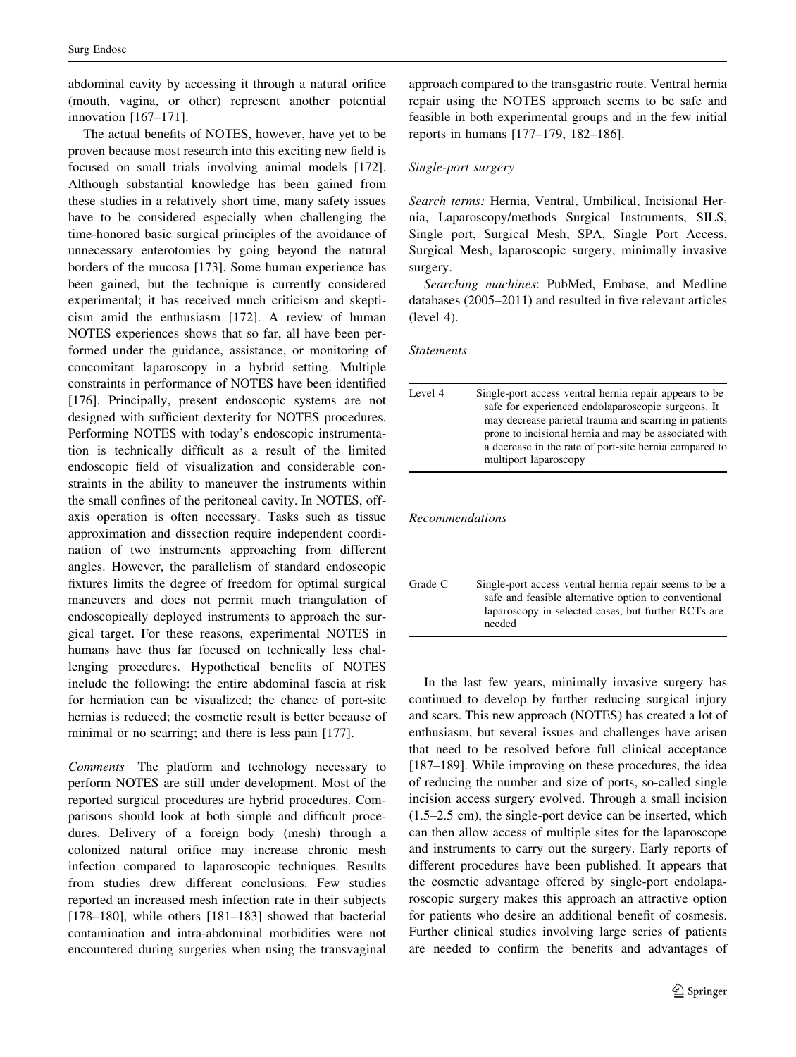abdominal cavity by accessing it through a natural orifice (mouth, vagina, or other) represent another potential innovation [167–171].

The actual benefits of NOTES, however, have yet to be proven because most research into this exciting new field is focused on small trials involving animal models [172]. Although substantial knowledge has been gained from these studies in a relatively short time, many safety issues have to be considered especially when challenging the time-honored basic surgical principles of the avoidance of unnecessary enterotomies by going beyond the natural borders of the mucosa [173]. Some human experience has been gained, but the technique is currently considered experimental; it has received much criticism and skepticism amid the enthusiasm [172]. A review of human NOTES experiences shows that so far, all have been performed under the guidance, assistance, or monitoring of concomitant laparoscopy in a hybrid setting. Multiple constraints in performance of NOTES have been identified [176]. Principally, present endoscopic systems are not designed with sufficient dexterity for NOTES procedures. Performing NOTES with today's endoscopic instrumentation is technically difficult as a result of the limited endoscopic field of visualization and considerable constraints in the ability to maneuver the instruments within the small confines of the peritoneal cavity. In NOTES, off-axis operation is often necessary. Tasks such as tissue approximation and dissection require independent coordination of two instruments approaching from different angles. However, the parallelism of standard endoscopic fixtures limits the degree of freedom for optimal surgical maneuvers and does not permit much triangulation of endoscopically deployed instruments to approach the surgical target. For these reasons, experimental NOTES in humans have thus far focused on technically less challenging procedures. Hypothetical benefits of NOTES include the following: the entire abdominal fascia at risk for herniation can be visualized; the chance of port-site hernias is reduced; the cosmetic result is better because of minimal or no scarring; and there is less pain [177].

*Comments* The platform and technology necessary to perform NOTES are still under development. Most of the reported surgical procedures are hybrid procedures. Comparisons should look at both simple and difficult procedures. Delivery of a foreign body (mesh) through a colonized natural orifice may increase chronic mesh infection compared to laparoscopic techniques. Results from studies drew different conclusions. Few studies reported an increased mesh infection rate in their subjects [178–180], while others [181–183] showed that bacterial contamination and intra-abdominal morbidities were not encountered during surgeries when using the transvaginal approach compared to the transgastric route. Ventral hernia repair using the NOTES approach seems to be safe and feasible in both experimental groups and in the few initial reports in humans [177–179, 182–186].

*Single-port surgery*

*Search terms:* Hernia, Ventral, Umbilical, Incisional Hernia, Laparoscopy/methods Surgical Instruments, SILS, Single port, Surgical Mesh, SPA, Single Port Access, Surgical Mesh, laparoscopic surgery, minimally invasive surgery.

*Searching machines*: PubMed, Embase, and Medline databases (2005–2011) and resulted in five relevant articles (level 4).

*Statements*

| | |
|---|---|
| Level 4 | Single-port access ventral hernia repair appears to be safe for experienced endolaparoscopic surgeons. It may decrease parietal trauma and scarring in patients prone to incisional hernia and may be associated with a decrease in the rate of port-site hernia compared to multiport laparoscopy |

*Recommendations*

| | |
|---|---|
| Grade C | Single-port access ventral hernia repair seems to be a safe and feasible alternative option to conventional laparoscopy in selected cases, but further RCTs are needed |

In the last few years, minimally invasive surgery has continued to develop by further reducing surgical injury and scars. This new approach (NOTES) has created a lot of enthusiasm, but several issues and challenges have arisen that need to be resolved before full clinical acceptance [187–189]. While improving on these procedures, the idea of reducing the number and size of ports, so-called single incision access surgery evolved. Through a small incision (1.5–2.5 cm), the single-port device can be inserted, which can then allow access of multiple sites for the laparoscope and instruments to carry out the surgery. Early reports of different procedures have been published. It appears that the cosmetic advantage offered by single-port endolaparoscopic surgery makes this approach an attractive option for patients who desire an additional benefit of cosmesis. Further clinical studies involving large series of patients are needed to confirm the benefits and advantages of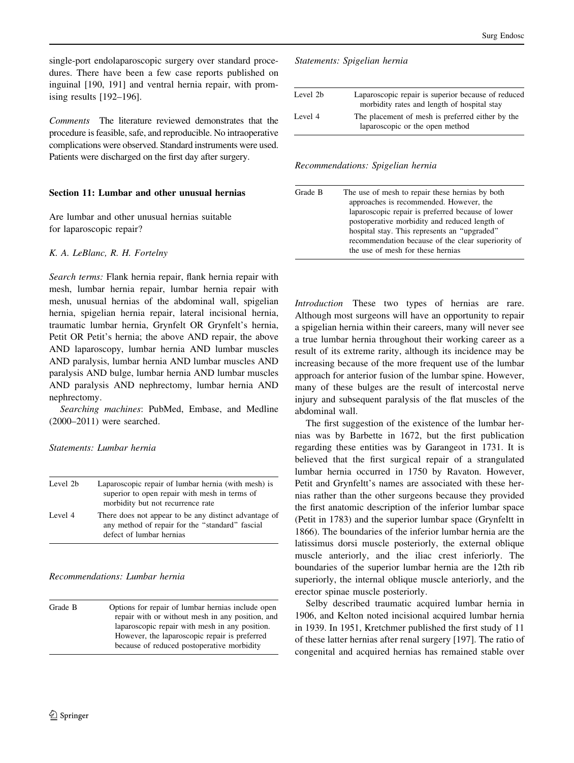single-port endolaparoscopic surgery over standard procedures. There have been a few case reports published on inguinal [190, 191] and ventral hernia repair, with promising results [192–196].

*Comments* The literature reviewed demonstrates that the procedure is feasible, safe, and reproducible. No intraoperative complications were observed. Standard instruments were used. Patients were discharged on the first day after surgery.

## Section 11: Lumbar and other unusual hernias

Are lumbar and other unusual hernias suitable for laparoscopic repair?

*K. A. LeBlanc, R. H. Fortelny*

*Search terms:* Flank hernia repair, flank hernia repair with mesh, lumbar hernia repair, lumbar hernia repair with mesh, unusual hernias of the abdominal wall, spigelian hernia, spigelian hernia repair, lateral incisional hernia, traumatic lumbar hernia, Grynfelt OR Grynfelt's hernia, Petit OR Petit's hernia; the above AND repair, the above AND laparoscopy, lumbar hernia AND lumbar muscles AND paralysis, lumbar hernia AND lumbar muscles AND paralysis AND bulge, lumbar hernia AND lumbar muscles AND paralysis AND nephrectomy, lumbar hernia AND nephrectomy.

*Searching machines*: PubMed, Embase, and Medline (2000–2011) were searched.

*Statements: Lumbar hernia*

| | |
|---|---|
| Level 2b | Laparoscopic repair of lumbar hernia (with mesh) is superior to open repair with mesh in terms of morbidity but not recurrence rate |
| Level 4 | There does not appear to be any distinct advantage of any method of repair for the "standard" fascial defect of lumbar hernias |

*Recommendations: Lumbar hernia*

| | |
|---|---|
| Grade B | Options for repair of lumbar hernias include open repair with or without mesh in any position, and laparoscopic repair with mesh in any position. However, the laparoscopic repair is preferred because of reduced postoperative morbidity |

*Statements: Spigelian hernia*

| | |
|---|---|
| Level 2b | Laparoscopic repair is superior because of reduced morbidity rates and length of hospital stay |
| Level 4 | The placement of mesh is preferred either by the laparoscopic or the open method |

*Recommendations: Spigelian hernia*

| | |
|---|---|
| Grade B | The use of mesh to repair these hernias by both approaches is recommended. However, the laparoscopic repair is preferred because of lower postoperative morbidity and reduced length of hospital stay. This represents an "upgraded" recommendation because of the clear superiority of the use of mesh for these hernias |

*Introduction* These two types of hernias are rare. Although most surgeons will have an opportunity to repair a spigelian hernia within their careers, many will never see a true lumbar hernia throughout their working career as a result of its extreme rarity, although its incidence may be increasing because of the more frequent use of the lumbar approach for anterior fusion of the lumbar spine. However, many of these bulges are the result of intercostal nerve injury and subsequent paralysis of the flat muscles of the abdominal wall.

The first suggestion of the existence of the lumbar hernias was by Barbette in 1672, but the first publication regarding these entities was by Garangeot in 1731. It is believed that the first surgical repair of a strangulated lumbar hernia occurred in 1750 by Ravaton. However, Petit and Grynfeltt's names are associated with these hernias rather than the other surgeons because they provided the first anatomic description of the inferior lumbar space (Petit in 1783) and the superior lumbar space (Grynfeltt in 1866). The boundaries of the inferior lumbar hernia are the latissimus dorsi muscle posteriorly, the external oblique muscle anteriorly, and the iliac crest inferiorly. The boundaries of the superior lumbar hernia are the 12th rib superiorly, the internal oblique muscle anteriorly, and the erector spinae muscle posteriorly.

Selby described traumatic acquired lumbar hernia in 1906, and Kelton noted incisional acquired lumbar hernia in 1939. In 1951, Kretchmer published the first study of 11 of these latter hernias after renal surgery [197]. The ratio of congenital and acquired hernias has remained stable over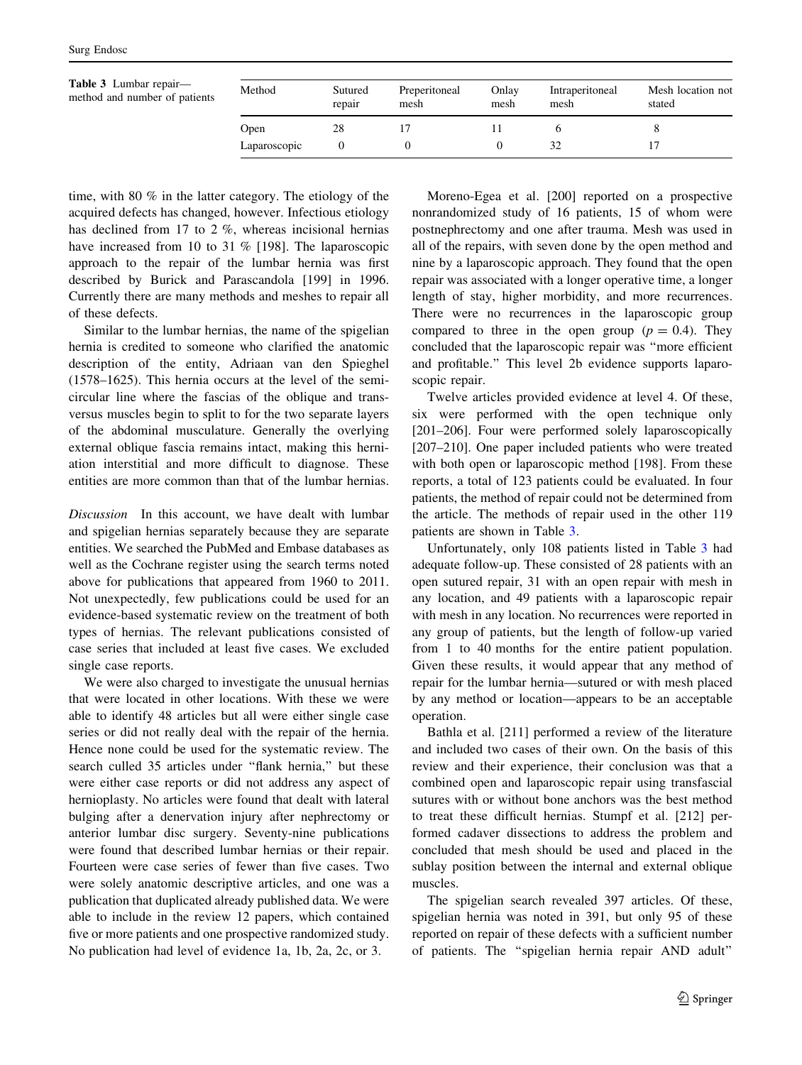**Table 3** Lumbar repair—method and number of patients

| Method | Sutured repair | Preperitoneal mesh | Onlay mesh | Intraperitoneal mesh | Mesh location not stated |
|---|---|---|---|---|---|
| Open | 28 | 17 | 11 | 6 | 8 |
| Laparoscopic | 0 | 0 | 0 | 32 | 17 |

time, with 80 % in the latter category. The etiology of the acquired defects has changed, however. Infectious etiology has declined from 17 to 2 %, whereas incisional hernias have increased from 10 to 31 % [198]. The laparoscopic approach to the repair of the lumbar hernia was first described by Burick and Parascandola [199] in 1996. Currently there are many methods and meshes to repair all of these defects.

Similar to the lumbar hernias, the name of the spigelian hernia is credited to someone who clarified the anatomic description of the entity, Adriaan van den Spieghel (1578–1625). This hernia occurs at the level of the semicircular line where the fascias of the oblique and transversus muscles begin to split to for the two separate layers of the abdominal musculature. Generally the overlying external oblique fascia remains intact, making this herniation interstitial and more difficult to diagnose. These entities are more common than that of the lumbar hernias.

*Discussion* In this account, we have dealt with lumbar and spigelian hernias separately because they are separate entities. We searched the PubMed and Embase databases as well as the Cochrane register using the search terms noted above for publications that appeared from 1960 to 2011. Not unexpectedly, few publications could be used for an evidence-based systematic review on the treatment of both types of hernias. The relevant publications consisted of case series that included at least five cases. We excluded single case reports.

We were also charged to investigate the unusual hernias that were located in other locations. With these we were able to identify 48 articles but all were either single case series or did not really deal with the repair of the hernia. Hence none could be used for the systematic review. The search culled 35 articles under "flank hernia," but these were either case reports or did not address any aspect of hernioplasty. No articles were found that dealt with lateral bulging after a denervation injury after nephrectomy or anterior lumbar disc surgery. Seventy-nine publications were found that described lumbar hernias or their repair. Fourteen were case series of fewer than five cases. Two were solely anatomic descriptive articles, and one was a publication that duplicated already published data. We were able to include in the review 12 papers, which contained five or more patients and one prospective randomized study. No publication had level of evidence 1a, 1b, 2a, 2c, or 3.

Moreno-Egea et al. [200] reported on a prospective nonrandomized study of 16 patients, 15 of whom were postnephrectomy and one after trauma. Mesh was used in all of the repairs, with seven done by the open method and nine by a laparoscopic approach. They found that the open repair was associated with a longer operative time, a longer length of stay, higher morbidity, and more recurrences. There were no recurrences in the laparoscopic group compared to three in the open group ($p = 0.4$). They concluded that the laparoscopic repair was "more efficient and profitable." This level 2b evidence supports laparoscopic repair.

Twelve articles provided evidence at level 4. Of these, six were performed with the open technique only [201–206]. Four were performed solely laparoscopically [207–210]. One paper included patients who were treated with both open or laparoscopic method [198]. From these reports, a total of 123 patients could be evaluated. In four patients, the method of repair could not be determined from the article. The methods of repair used in the other 119 patients are shown in Table 3.

Unfortunately, only 108 patients listed in Table 3 had adequate follow-up. These consisted of 28 patients with an open sutured repair, 31 with an open repair with mesh in any location, and 49 patients with a laparoscopic repair with mesh in any location. No recurrences were reported in any group of patients, but the length of follow-up varied from 1 to 40 months for the entire patient population. Given these results, it would appear that any method of repair for the lumbar hernia—sutured or with mesh placed by any method or location—appears to be an acceptable operation.

Bathla et al. [211] performed a review of the literature and included two cases of their own. On the basis of this review and their experience, their conclusion was that a combined open and laparoscopic repair using transfascial sutures with or without bone anchors was the best method to treat these difficult hernias. Stumpf et al. [212] performed cadaver dissections to address the problem and concluded that mesh should be used and placed in the sublay position between the internal and external oblique muscles.

The spigelian search revealed 397 articles. Of these, spigelian hernia was noted in 391, but only 95 of these reported on repair of these defects with a sufficient number of patients. The "spigelian hernia repair AND adult"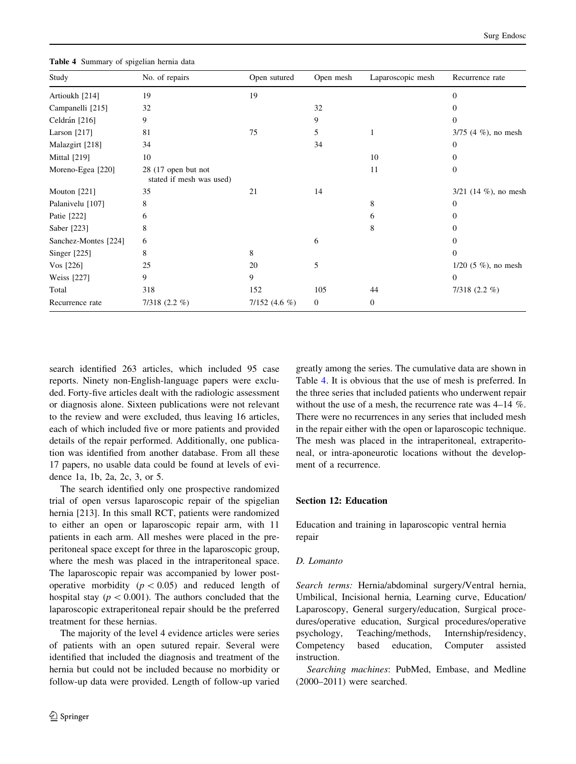**Table 4** Summary of spigelian hernia data

| Study | No. of repairs | Open sutured | Open mesh | Laparoscopic mesh | Recurrence rate |
|---|---|---|---|---|---|
| Artioukh [214] | 19 | 19 | | | 0 |
| Campanelli [215] | 32 | | 32 | | 0 |
| Celdrán [216] | 9 | | 9 | | 0 |
| Larson [217] | 81 | 75 | 5 | 1 | 3/75 (4 %), no mesh |
| Malazgirt [218] | 34 | | 34 | | 0 |
| Mittal [219] | 10 | | | 10 | 0 |
| Moreno-Egea [220] | 28 (17 open but not stated if mesh was used) | | | 11 | 0 |
| Mouton [221] | 35 | 21 | 14 | | 3/21 (14 %), no mesh |
| Palanivelu [107] | 8 | | | 8 | 0 |
| Patie [222] | 6 | | | 6 | 0 |
| Saber [223] | 8 | | | 8 | 0 |
| Sanchez-Montes [224] | 6 | | 6 | | 0 |
| Singer [225] | 8 | 8 | | | 0 |
| Vos [226] | 25 | 20 | 5 | | 1/20 (5 %), no mesh |
| Weiss [227] | 9 | 9 | | | 0 |
| Total | 318 | 152 | 105 | 44 | 7/318 (2.2 %) |
| Recurrence rate | 7/318 (2.2 %) | 7/152 (4.6 %) | 0 | 0 | |

search identified 263 articles, which included 95 case reports. Ninety non-English-language papers were excluded. Forty-five articles dealt with the radiologic assessment or diagnosis alone. Sixteen publications were not relevant to the review and were excluded, thus leaving 16 articles, each of which included five or more patients and provided details of the repair performed. Additionally, one publication was identified from another database. From all these 17 papers, no usable data could be found at levels of evidence 1a, 1b, 2a, 2c, 3, or 5.

The search identified only one prospective randomized trial of open versus laparoscopic repair of the spigelian hernia [213]. In this small RCT, patients were randomized to either an open or laparoscopic repair arm, with 11 patients in each arm. All meshes were placed in the preperitoneal space except for three in the laparoscopic group, where the mesh was placed in the intraperitoneal space. The laparoscopic repair was accompanied by lower postoperative morbidity ($p < 0.05$) and reduced length of hospital stay ($p < 0.001$). The authors concluded that the laparoscopic extraperitoneal repair should be the preferred treatment for these hernias.

The majority of the level 4 evidence articles were series of patients with an open sutured repair. Several were identified that included the diagnosis and treatment of the hernia but could not be included because no morbidity or follow-up data were provided. Length of follow-up varied greatly among the series. The cumulative data are shown in Table 4. It is obvious that the use of mesh is preferred. In the three series that included patients who underwent repair without the use of a mesh, the recurrence rate was 4–14 %. There were no recurrences in any series that included mesh in the repair either with the open or laparoscopic technique. The mesh was placed in the intraperitoneal, extraperitoneal, or intra-aponeurotic locations without the development of a recurrence.

## Section 12: Education

### Education and training in laparoscopic ventral hernia repair

*D. Lomanto*

*Search terms:* Hernia/abdominal surgery/Ventral hernia, Umbilical, Incisional hernia, Learning curve, Education/Laparoscopy, General surgery/education, Surgical procedures/operative education, Surgical procedures/operative psychology, Teaching/methods, Internship/residency, Competency based education, Computer assisted instruction.

*Searching machines*: PubMed, Embase, and Medline (2000–2011) were searched.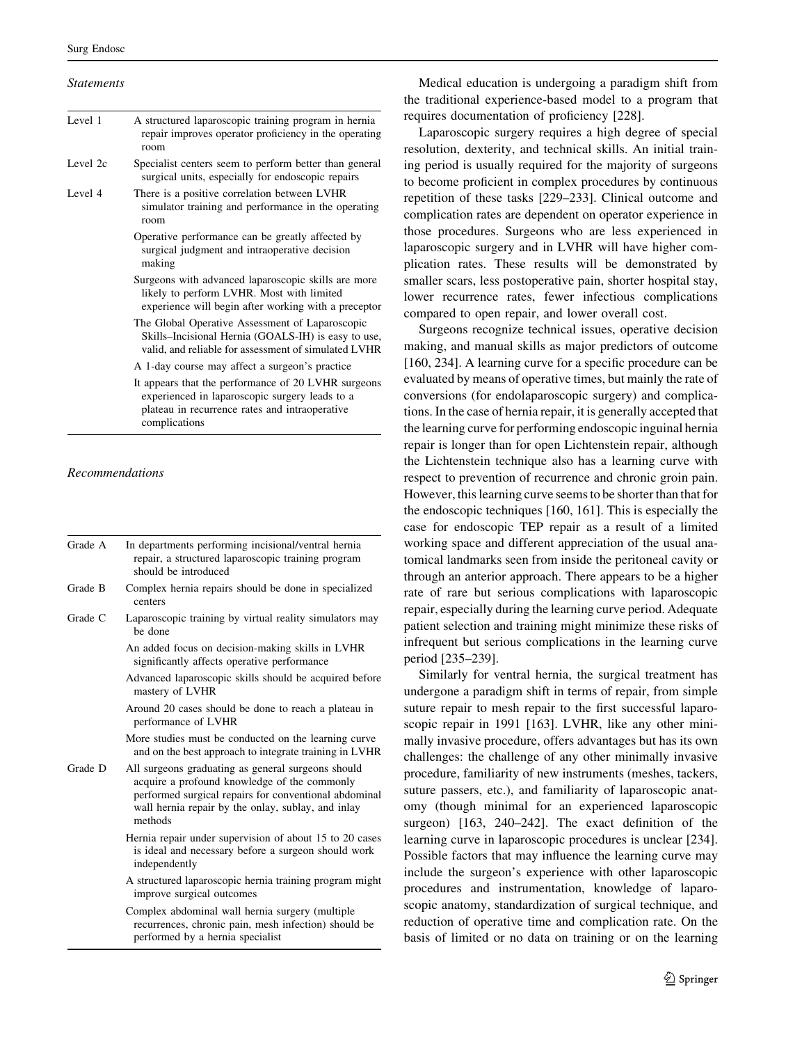*Statements*

| | |
|---|---|
| Level 1 | A structured laparoscopic training program in hernia repair improves operator proficiency in the operating room |
| Level 2c | Specialist centers seem to perform better than general surgical units, especially for endoscopic repairs |
| Level 4 | There is a positive correlation between LVHR simulator training and performance in the operating room |
| | Operative performance can be greatly affected by surgical judgment and intraoperative decision making |
| | Surgeons with advanced laparoscopic skills are more likely to perform LVHR. Most with limited experience will begin after working with a preceptor |
| | The Global Operative Assessment of Laparoscopic Skills–Incisional Hernia (GOALS-IH) is easy to use, valid, and reliable for assessment of simulated LVHR |
| | A 1-day course may affect a surgeon's practice |
| | It appears that the performance of 20 LVHR surgeons experienced in laparoscopic surgery leads to a plateau in recurrence rates and intraoperative complications |

*Recommendations*

| | |
|---|---|
| Grade A | In departments performing incisional/ventral hernia repair, a structured laparoscopic training program should be introduced |
| Grade B | Complex hernia repairs should be done in specialized centers |
| Grade C | Laparoscopic training by virtual reality simulators may be done |
| | An added focus on decision-making skills in LVHR significantly affects operative performance |
| | Advanced laparoscopic skills should be acquired before mastery of LVHR |
| | Around 20 cases should be done to reach a plateau in performance of LVHR |
| | More studies must be conducted on the learning curve and on the best approach to integrate training in LVHR |
| Grade D | All surgeons graduating as general surgeons should acquire a profound knowledge of the commonly performed surgical repairs for conventional abdominal wall hernia repair by the onlay, sublay, and inlay methods |
| | Hernia repair under supervision of about 15 to 20 cases is ideal and necessary before a surgeon should work independently |
| | A structured laparoscopic hernia training program might improve surgical outcomes |
| | Complex abdominal wall hernia surgery (multiple recurrences, chronic pain, mesh infection) should be performed by a hernia specialist |

Medical education is undergoing a paradigm shift from the traditional experience-based model to a program that requires documentation of proficiency [228].

Laparoscopic surgery requires a high degree of special resolution, dexterity, and technical skills. An initial training period is usually required for the majority of surgeons to become proficient in complex procedures by continuous repetition of these tasks [229–233]. Clinical outcome and complication rates are dependent on operator experience in those procedures. Surgeons who are less experienced in laparoscopic surgery and in LVHR will have higher complication rates. These results will be demonstrated by smaller scars, less postoperative pain, shorter hospital stay, lower recurrence rates, fewer infectious complications compared to open repair, and lower overall cost.

Surgeons recognize technical issues, operative decision making, and manual skills as major predictors of outcome [160, 234]. A learning curve for a specific procedure can be evaluated by means of operative times, but mainly the rate of conversions (for endolaparoscopic surgery) and complications. In the case of hernia repair, it is generally accepted that the learning curve for performing endoscopic inguinal hernia repair is longer than for open Lichtenstein repair, although the Lichtenstein technique also has a learning curve with respect to prevention of recurrence and chronic groin pain. However, this learning curve seems to be shorter than that for the endoscopic techniques [160, 161]. This is especially the case for endoscopic TEP repair as a result of a limited working space and different appreciation of the usual anatomical landmarks seen from inside the peritoneal cavity or through an anterior approach. There appears to be a higher rate of rare but serious complications with laparoscopic repair, especially during the learning curve period. Adequate patient selection and training might minimize these risks of infrequent but serious complications in the learning curve period [235–239].

Similarly for ventral hernia, the surgical treatment has undergone a paradigm shift in terms of repair, from simple suture repair to mesh repair to the first successful laparoscopic repair in 1991 [163]. LVHR, like any other minimally invasive procedure, offers advantages but has its own challenges: the challenge of any other minimally invasive procedure, familiarity of new instruments (meshes, tackers, suture passers, etc.), and familiarity of laparoscopic anatomy (though minimal for an experienced laparoscopic surgeon) [163, 240–242]. The exact definition of the learning curve in laparoscopic procedures is unclear [234]. Possible factors that may influence the learning curve may include the surgeon's experience with other laparoscopic procedures and instrumentation, knowledge of laparoscopic anatomy, standardization of surgical technique, and reduction of operative time and complication rate. On the basis of limited or no data on training or on the learning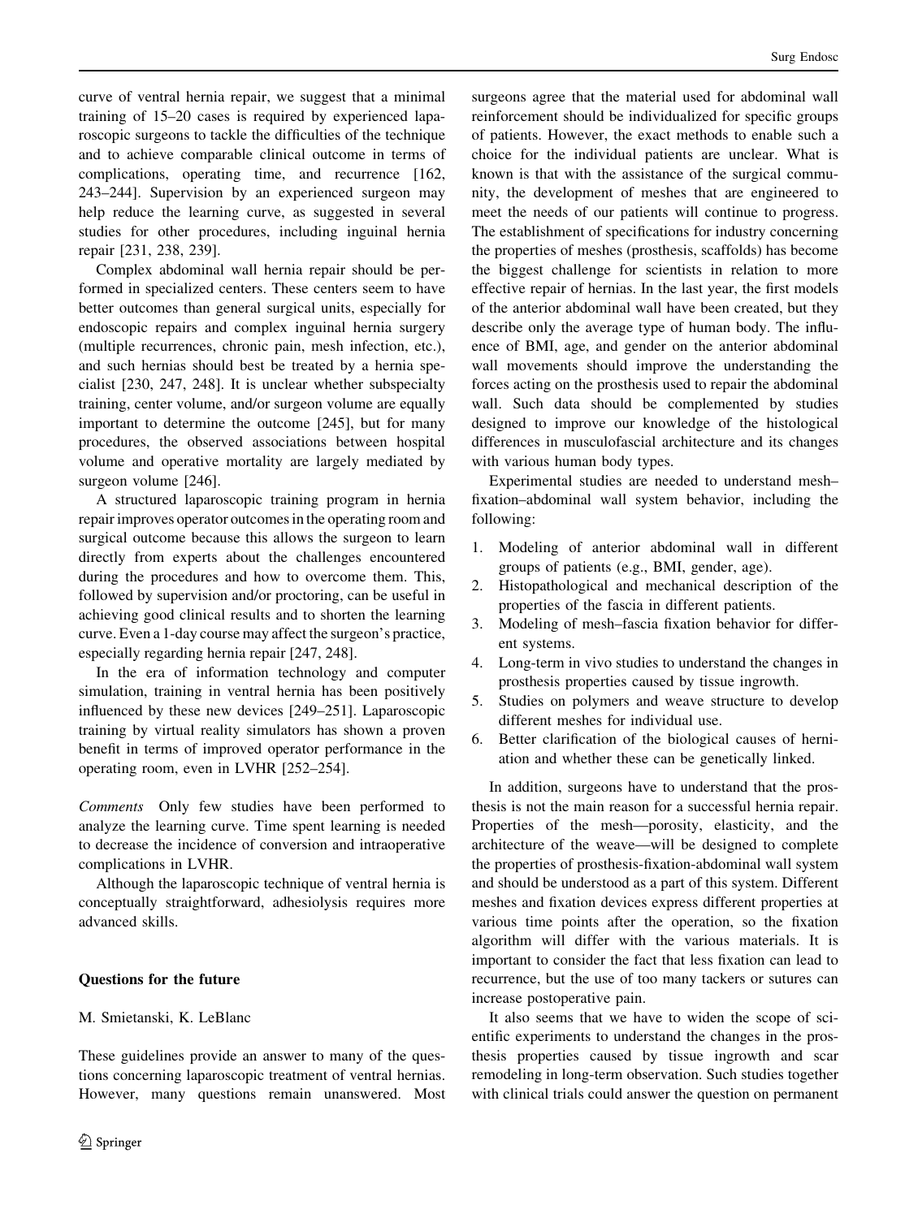curve of ventral hernia repair, we suggest that a minimal training of 15–20 cases is required by experienced laparoscopic surgeons to tackle the difficulties of the technique and to achieve comparable clinical outcome in terms of complications, operating time, and recurrence [162, 243–244]. Supervision by an experienced surgeon may help reduce the learning curve, as suggested in several studies for other procedures, including inguinal hernia repair [231, 238, 239].

Complex abdominal wall hernia repair should be performed in specialized centers. These centers seem to have better outcomes than general surgical units, especially for endoscopic repairs and complex inguinal hernia surgery (multiple recurrences, chronic pain, mesh infection, etc.), and such hernias should best be treated by a hernia specialist [230, 247, 248]. It is unclear whether subspecialty training, center volume, and/or surgeon volume are equally important to determine the outcome [245], but for many procedures, the observed associations between hospital volume and operative mortality are largely mediated by surgeon volume [246].

A structured laparoscopic training program in hernia repair improves operator outcomes in the operating room and surgical outcome because this allows the surgeon to learn directly from experts about the challenges encountered during the procedures and how to overcome them. This, followed by supervision and/or proctoring, can be useful in achieving good clinical results and to shorten the learning curve. Even a 1-day course may affect the surgeon's practice, especially regarding hernia repair [247, 248].

In the era of information technology and computer simulation, training in ventral hernia has been positively influenced by these new devices [249–251]. Laparoscopic training by virtual reality simulators has shown a proven benefit in terms of improved operator performance in the operating room, even in LVHR [252–254].

*Comments* Only few studies have been performed to analyze the learning curve. Time spent learning is needed to decrease the incidence of conversion and intraoperative complications in LVHR.

Although the laparoscopic technique of ventral hernia is conceptually straightforward, adhesiolysis requires more advanced skills.

## Questions for the future

M. Smietanski, K. LeBlanc

These guidelines provide an answer to many of the questions concerning laparoscopic treatment of ventral hernias. However, many questions remain unanswered. Most surgeons agree that the material used for abdominal wall reinforcement should be individualized for specific groups of patients. However, the exact methods to enable such a choice for the individual patients are unclear. What is known is that with the assistance of the surgical community, the development of meshes that are engineered to meet the needs of our patients will continue to progress. The establishment of specifications for industry concerning the properties of meshes (prosthesis, scaffolds) has become the biggest challenge for scientists in relation to more effective repair of hernias. In the last year, the first models of the anterior abdominal wall have been created, but they describe only the average type of human body. The influence of BMI, age, and gender on the anterior abdominal wall movements should improve the understanding the forces acting on the prosthesis used to repair the abdominal wall. Such data should be complemented by studies designed to improve our knowledge of the histological differences in musculofascial architecture and its changes with various human body types.

Experimental studies are needed to understand mesh–fixation–abdominal wall system behavior, including the following:

1. Modeling of anterior abdominal wall in different groups of patients (e.g., BMI, gender, age).
2. Histopathological and mechanical description of the properties of the fascia in different patients.
3. Modeling of mesh–fascia fixation behavior for different systems.
4. Long-term in vivo studies to understand the changes in prosthesis properties caused by tissue ingrowth.
5. Studies on polymers and weave structure to develop different meshes for individual use.
6. Better clarification of the biological causes of herniation and whether these can be genetically linked.

In addition, surgeons have to understand that the prosthesis is not the main reason for a successful hernia repair. Properties of the mesh—porosity, elasticity, and the architecture of the weave—will be designed to complete the properties of prosthesis-fixation-abdominal wall system and should be understood as a part of this system. Different meshes and fixation devices express different properties at various time points after the operation, so the fixation algorithm will differ with the various materials. It is important to consider the fact that less fixation can lead to recurrence, but the use of too many tackers or sutures can increase postoperative pain.

It also seems that we have to widen the scope of scientific experiments to understand the changes in the prosthesis properties caused by tissue ingrowth and scar remodeling in long-term observation. Such studies together with clinical trials could answer the question on permanent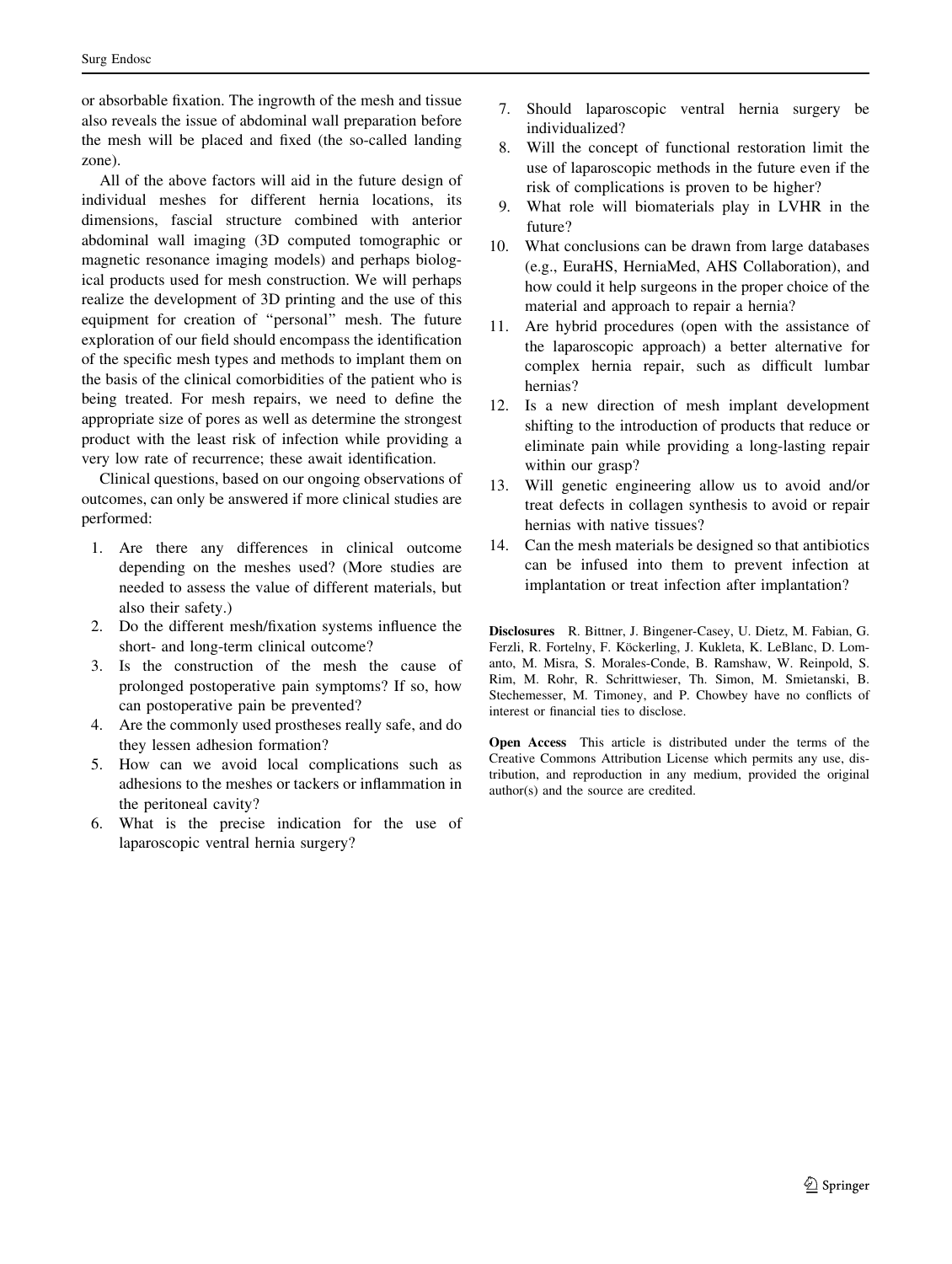or absorbable fixation. The ingrowth of the mesh and tissue also reveals the issue of abdominal wall preparation before the mesh will be placed and fixed (the so-called landing zone).

All of the above factors will aid in the future design of individual meshes for different hernia locations, its dimensions, fascial structure combined with anterior abdominal wall imaging (3D computed tomographic or magnetic resonance imaging models) and perhaps biological products used for mesh construction. We will perhaps realize the development of 3D printing and the use of this equipment for creation of "personal" mesh. The future exploration of our field should encompass the identification of the specific mesh types and methods to implant them on the basis of the clinical comorbidities of the patient who is being treated. For mesh repairs, we need to define the appropriate size of pores as well as determine the strongest product with the least risk of infection while providing a very low rate of recurrence; these await identification.

Clinical questions, based on our ongoing observations of outcomes, can only be answered if more clinical studies are performed:

1. Are there any differences in clinical outcome depending on the meshes used? (More studies are needed to assess the value of different materials, but also their safety.)
2. Do the different mesh/fixation systems influence the short- and long-term clinical outcome?
3. Is the construction of the mesh the cause of prolonged postoperative pain symptoms? If so, how can postoperative pain be prevented?
4. Are the commonly used prostheses really safe, and do they lessen adhesion formation?
5. How can we avoid local complications such as adhesions to the meshes or tackers or inflammation in the peritoneal cavity?
6. What is the precise indication for the use of laparoscopic ventral hernia surgery?
7. Should laparoscopic ventral hernia surgery be individualized?
8. Will the concept of functional restoration limit the use of laparoscopic methods in the future even if the risk of complications is proven to be higher?
9. What role will biomaterials play in LVHR in the future?
10. What conclusions can be drawn from large databases (e.g., EuraHS, HerniaMed, AHS Collaboration), and how could it help surgeons in the proper choice of the material and approach to repair a hernia?
11. Are hybrid procedures (open with the assistance of the laparoscopic approach) a better alternative for complex hernia repair, such as difficult lumbar hernias?
12. Is a new direction of mesh implant development shifting to the introduction of products that reduce or eliminate pain while providing a long-lasting repair within our grasp?
13. Will genetic engineering allow us to avoid and/or treat defects in collagen synthesis to avoid or repair hernias with native tissues?
14. Can the mesh materials be designed so that antibiotics can be infused into them to prevent infection at implantation or treat infection after implantation?

**Disclosures** R. Bittner, J. Bingener-Casey, U. Dietz, M. Fabian, G. Ferzli, R. Fortelny, F. Köckerling, J. Kukleta, K. LeBlanc, D. Lomanto, M. Misra, S. Morales-Conde, B. Ramshaw, W. Reinpold, S. Rim, M. Rohr, R. Schrittwieser, Th. Simon, M. Smietanski, B. Stechemesser, M. Timoney, and P. Chowbey have no conflicts of interest or financial ties to disclose.

**Open Access** This article is distributed under the terms of the Creative Commons Attribution License which permits any use, distribution, and reproduction in any medium, provided the original author(s) and the source are credited.